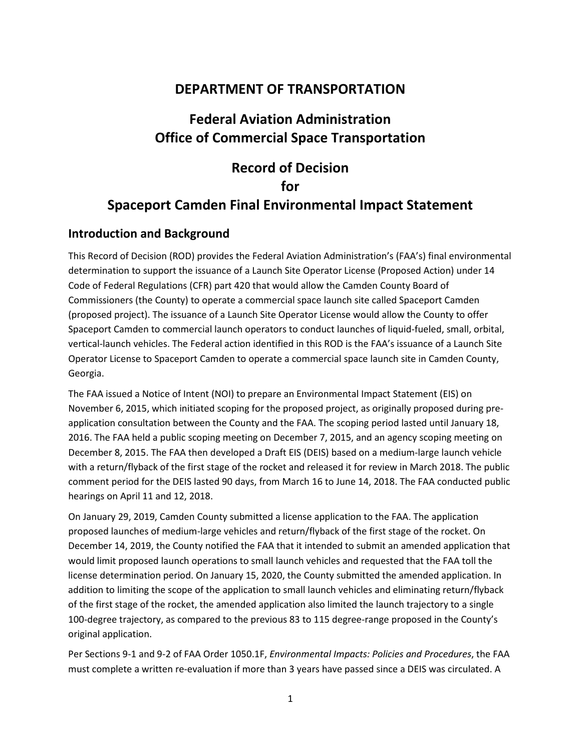# DEPARTMENT OF TRANSPORTATION

# Federal Aviation Administration
# Office of Commercial Space Transportation

# Record of Decision
# for
# Spaceport Camden Final Environmental Impact Statement

## Introduction and Background

This Record of Decision (ROD) provides the Federal Aviation Administration's (FAA's) final environmental determination to support the issuance of a Launch Site Operator License (Proposed Action) under 14 Code of Federal Regulations (CFR) part 420 that would allow the Camden County Board of Commissioners (the County) to operate a commercial space launch site called Spaceport Camden (proposed project). The issuance of a Launch Site Operator License would allow the County to offer Spaceport Camden to commercial launch operators to conduct launches of liquid-fueled, small, orbital, vertical-launch vehicles. The Federal action identified in this ROD is the FAA's issuance of a Launch Site Operator License to Spaceport Camden to operate a commercial space launch site in Camden County, Georgia.

The FAA issued a Notice of Intent (NOI) to prepare an Environmental Impact Statement (EIS) on November 6, 2015, which initiated scoping for the proposed project, as originally proposed during pre-application consultation between the County and the FAA. The scoping period lasted until January 18, 2016. The FAA held a public scoping meeting on December 7, 2015, and an agency scoping meeting on December 8, 2015. The FAA then developed a Draft EIS (DEIS) based on a medium-large launch vehicle with a return/flyback of the first stage of the rocket and released it for review in March 2018. The public comment period for the DEIS lasted 90 days, from March 16 to June 14, 2018. The FAA conducted public hearings on April 11 and 12, 2018.

On January 29, 2019, Camden County submitted a license application to the FAA. The application proposed launches of medium-large vehicles and return/flyback of the first stage of the rocket. On December 14, 2019, the County notified the FAA that it intended to submit an amended application that would limit proposed launch operations to small launch vehicles and requested that the FAA toll the license determination period. On January 15, 2020, the County submitted the amended application. In addition to limiting the scope of the application to small launch vehicles and eliminating return/flyback of the first stage of the rocket, the amended application also limited the launch trajectory to a single 100-degree trajectory, as compared to the previous 83 to 115 degree-range proposed in the County's original application.

Per Sections 9-1 and 9-2 of FAA Order 1050.1F, *Environmental Impacts: Policies and Procedures*, the FAA must complete a written re-evaluation if more than 3 years have passed since a DEIS was circulated. A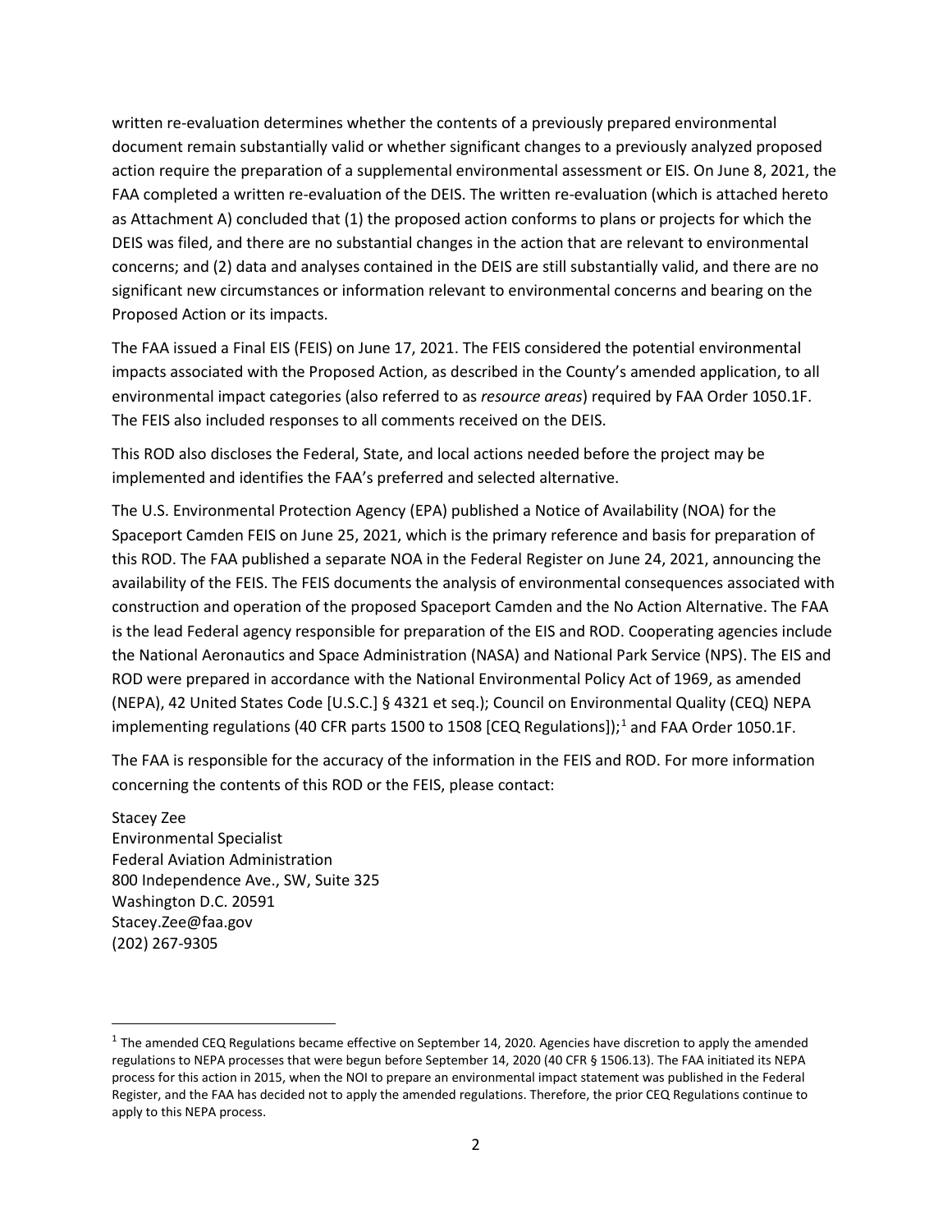written re-evaluation determines whether the contents of a previously prepared environmental document remain substantially valid or whether significant changes to a previously analyzed proposed action require the preparation of a supplemental environmental assessment or EIS. On June 8, 2021, the FAA completed a written re-evaluation of the DEIS. The written re-evaluation (which is attached hereto as Attachment A) concluded that (1) the proposed action conforms to plans or projects for which the DEIS was filed, and there are no substantial changes in the action that are relevant to environmental concerns; and (2) data and analyses contained in the DEIS are still substantially valid, and there are no significant new circumstances or information relevant to environmental concerns and bearing on the Proposed Action or its impacts.

The FAA issued a Final EIS (FEIS) on June 17, 2021. The FEIS considered the potential environmental impacts associated with the Proposed Action, as described in the County's amended application, to all environmental impact categories (also referred to as *resource areas*) required by FAA Order 1050.1F. The FEIS also included responses to all comments received on the DEIS.

This ROD also discloses the Federal, State, and local actions needed before the project may be implemented and identifies the FAA's preferred and selected alternative.

The U.S. Environmental Protection Agency (EPA) published a Notice of Availability (NOA) for the Spaceport Camden FEIS on June 25, 2021, which is the primary reference and basis for preparation of this ROD. The FAA published a separate NOA in the Federal Register on June 24, 2021, announcing the availability of the FEIS. The FEIS documents the analysis of environmental consequences associated with construction and operation of the proposed Spaceport Camden and the No Action Alternative. The FAA is the lead Federal agency responsible for preparation of the EIS and ROD. Cooperating agencies include the National Aeronautics and Space Administration (NASA) and National Park Service (NPS). The EIS and ROD were prepared in accordance with the National Environmental Policy Act of 1969, as amended (NEPA), 42 United States Code [U.S.C.] § 4321 et seq.); Council on Environmental Quality (CEQ) NEPA implementing regulations (40 CFR parts 1500 to 1508 [CEQ Regulations]);[1] and FAA Order 1050.1F.

The FAA is responsible for the accuracy of the information in the FEIS and ROD. For more information concerning the contents of this ROD or the FEIS, please contact:

Stacey Zee
Environmental Specialist
Federal Aviation Administration
800 Independence Ave., SW, Suite 325
Washington D.C. 20591
Stacey.Zee@faa.gov
(202) 267-9305

[1] The amended CEQ Regulations became effective on September 14, 2020. Agencies have discretion to apply the amended regulations to NEPA processes that were begun before September 14, 2020 (40 CFR § 1506.13). The FAA initiated its NEPA process for this action in 2015, when the NOI to prepare an environmental impact statement was published in the Federal Register, and the FAA has decided not to apply the amended regulations. Therefore, the prior CEQ Regulations continue to apply to this NEPA process.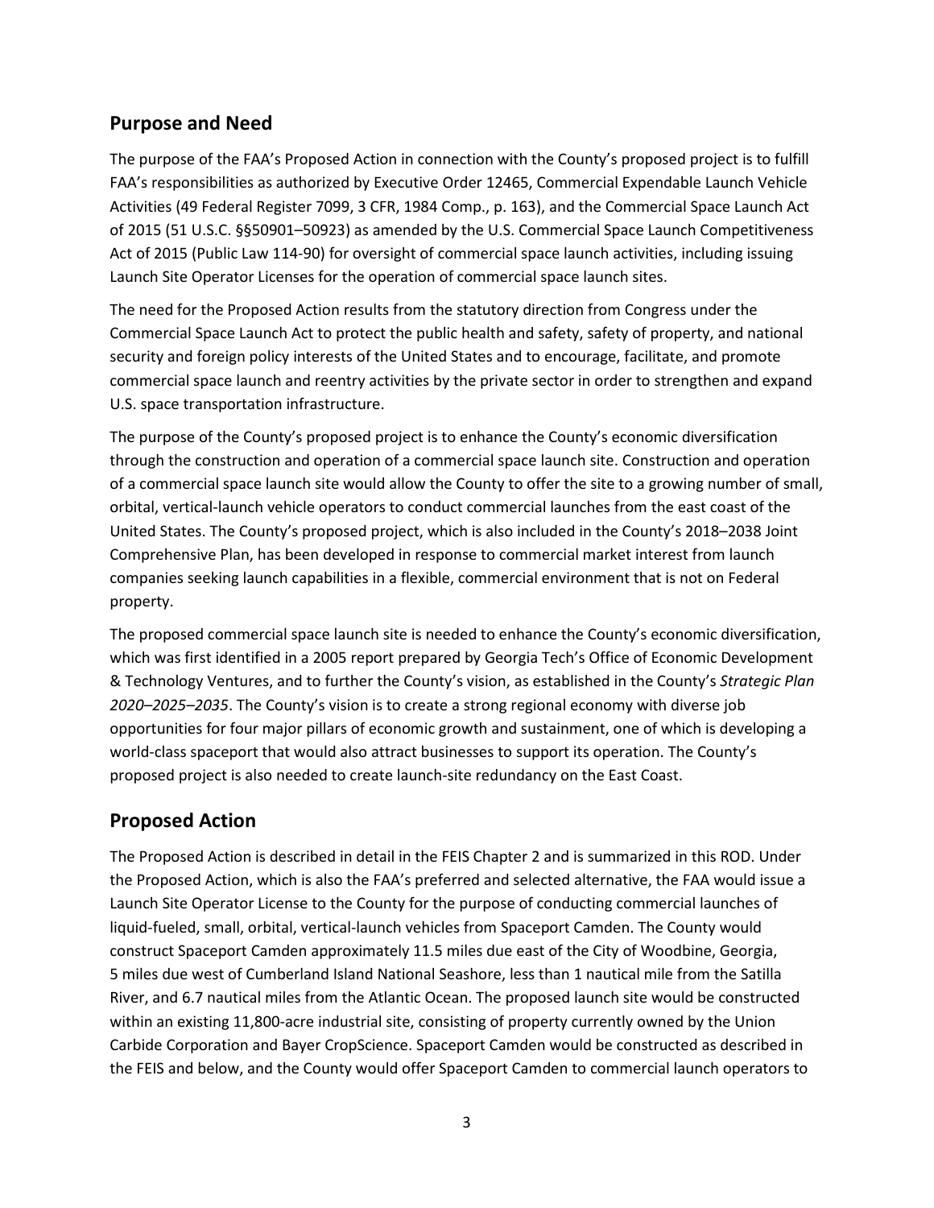## Purpose and Need

The purpose of the FAA's Proposed Action in connection with the County's proposed project is to fulfill FAA's responsibilities as authorized by Executive Order 12465, Commercial Expendable Launch Vehicle Activities (49 Federal Register 7099, 3 CFR, 1984 Comp., p. 163), and the Commercial Space Launch Act of 2015 (51 U.S.C. §§50901–50923) as amended by the U.S. Commercial Space Launch Competitiveness Act of 2015 (Public Law 114-90) for oversight of commercial space launch activities, including issuing Launch Site Operator Licenses for the operation of commercial space launch sites.

The need for the Proposed Action results from the statutory direction from Congress under the Commercial Space Launch Act to protect the public health and safety, safety of property, and national security and foreign policy interests of the United States and to encourage, facilitate, and promote commercial space launch and reentry activities by the private sector in order to strengthen and expand U.S. space transportation infrastructure.

The purpose of the County's proposed project is to enhance the County's economic diversification through the construction and operation of a commercial space launch site. Construction and operation of a commercial space launch site would allow the County to offer the site to a growing number of small, orbital, vertical-launch vehicle operators to conduct commercial launches from the east coast of the United States. The County's proposed project, which is also included in the County's 2018–2038 Joint Comprehensive Plan, has been developed in response to commercial market interest from launch companies seeking launch capabilities in a flexible, commercial environment that is not on Federal property.

The proposed commercial space launch site is needed to enhance the County's economic diversification, which was first identified in a 2005 report prepared by Georgia Tech's Office of Economic Development & Technology Ventures, and to further the County's vision, as established in the County's *Strategic Plan 2020–2025–2035*. The County's vision is to create a strong regional economy with diverse job opportunities for four major pillars of economic growth and sustainment, one of which is developing a world-class spaceport that would also attract businesses to support its operation. The County's proposed project is also needed to create launch-site redundancy on the East Coast.

## Proposed Action

The Proposed Action is described in detail in the FEIS Chapter 2 and is summarized in this ROD. Under the Proposed Action, which is also the FAA's preferred and selected alternative, the FAA would issue a Launch Site Operator License to the County for the purpose of conducting commercial launches of liquid-fueled, small, orbital, vertical-launch vehicles from Spaceport Camden. The County would construct Spaceport Camden approximately 11.5 miles due east of the City of Woodbine, Georgia, 5 miles due west of Cumberland Island National Seashore, less than 1 nautical mile from the Satilla River, and 6.7 nautical miles from the Atlantic Ocean. The proposed launch site would be constructed within an existing 11,800-acre industrial site, consisting of property currently owned by the Union Carbide Corporation and Bayer CropScience. Spaceport Camden would be constructed as described in the FEIS and below, and the County would offer Spaceport Camden to commercial launch operators to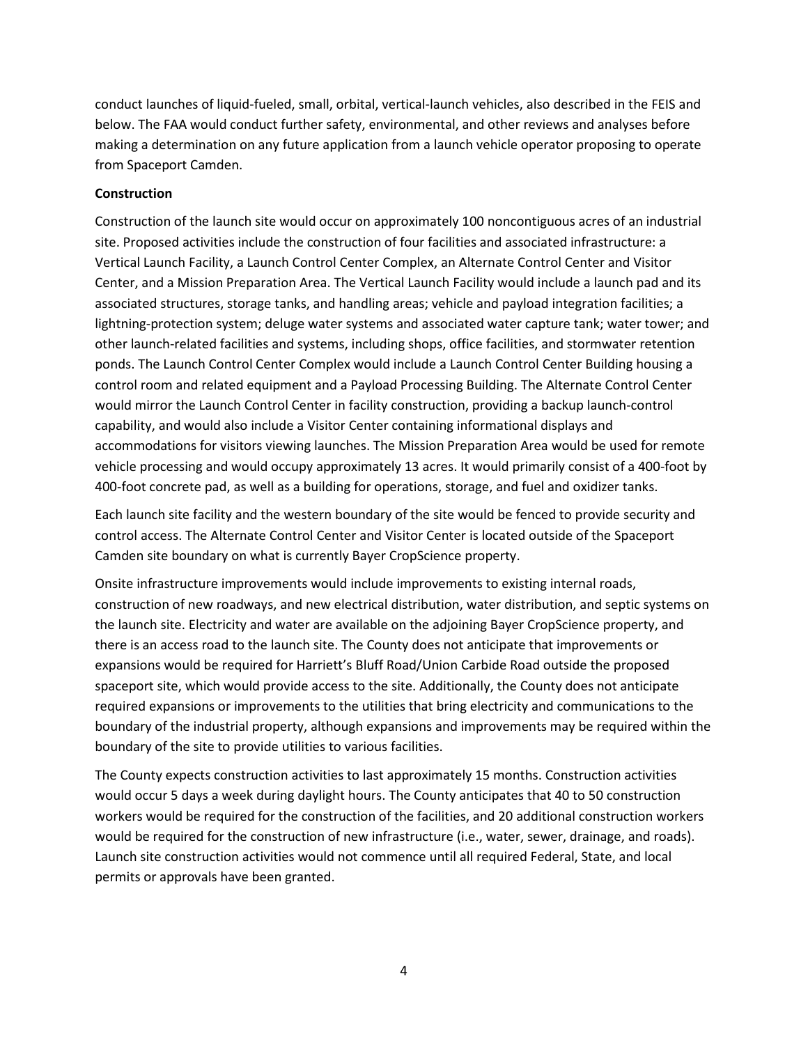conduct launches of liquid-fueled, small, orbital, vertical-launch vehicles, also described in the FEIS and below. The FAA would conduct further safety, environmental, and other reviews and analyses before making a determination on any future application from a launch vehicle operator proposing to operate from Spaceport Camden.

**Construction**

Construction of the launch site would occur on approximately 100 noncontiguous acres of an industrial site. Proposed activities include the construction of four facilities and associated infrastructure: a Vertical Launch Facility, a Launch Control Center Complex, an Alternate Control Center and Visitor Center, and a Mission Preparation Area. The Vertical Launch Facility would include a launch pad and its associated structures, storage tanks, and handling areas; vehicle and payload integration facilities; a lightning-protection system; deluge water systems and associated water capture tank; water tower; and other launch-related facilities and systems, including shops, office facilities, and stormwater retention ponds. The Launch Control Center Complex would include a Launch Control Center Building housing a control room and related equipment and a Payload Processing Building. The Alternate Control Center would mirror the Launch Control Center in facility construction, providing a backup launch-control capability, and would also include a Visitor Center containing informational displays and accommodations for visitors viewing launches. The Mission Preparation Area would be used for remote vehicle processing and would occupy approximately 13 acres. It would primarily consist of a 400-foot by 400-foot concrete pad, as well as a building for operations, storage, and fuel and oxidizer tanks.

Each launch site facility and the western boundary of the site would be fenced to provide security and control access. The Alternate Control Center and Visitor Center is located outside of the Spaceport Camden site boundary on what is currently Bayer CropScience property.

Onsite infrastructure improvements would include improvements to existing internal roads, construction of new roadways, and new electrical distribution, water distribution, and septic systems on the launch site. Electricity and water are available on the adjoining Bayer CropScience property, and there is an access road to the launch site. The County does not anticipate that improvements or expansions would be required for Harriett's Bluff Road/Union Carbide Road outside the proposed spaceport site, which would provide access to the site. Additionally, the County does not anticipate required expansions or improvements to the utilities that bring electricity and communications to the boundary of the industrial property, although expansions and improvements may be required within the boundary of the site to provide utilities to various facilities.

The County expects construction activities to last approximately 15 months. Construction activities would occur 5 days a week during daylight hours. The County anticipates that 40 to 50 construction workers would be required for the construction of the facilities, and 20 additional construction workers would be required for the construction of new infrastructure (i.e., water, sewer, drainage, and roads). Launch site construction activities would not commence until all required Federal, State, and local permits or approvals have been granted.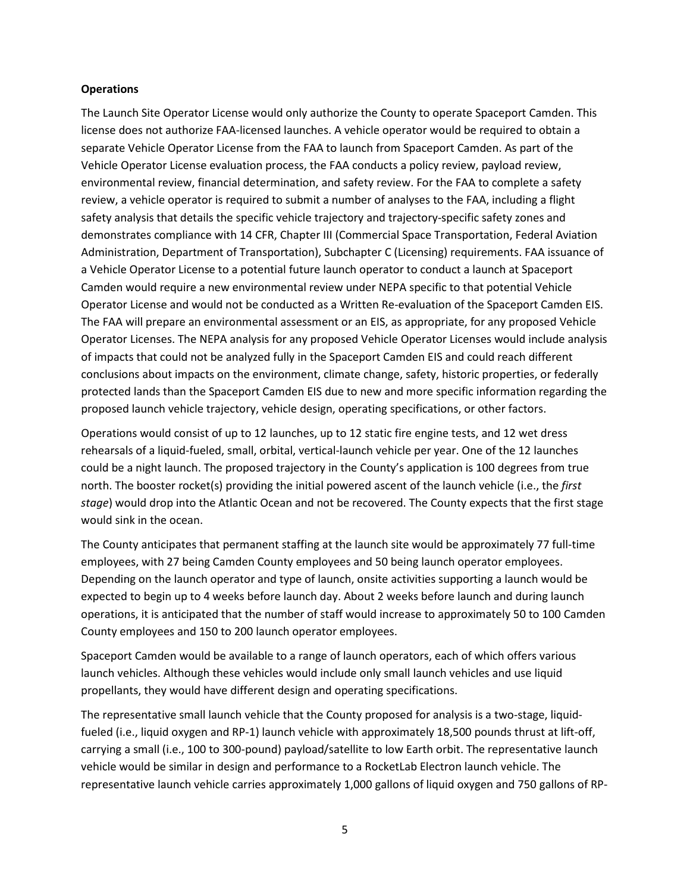**Operations**

The Launch Site Operator License would only authorize the County to operate Spaceport Camden. This license does not authorize FAA-licensed launches. A vehicle operator would be required to obtain a separate Vehicle Operator License from the FAA to launch from Spaceport Camden. As part of the Vehicle Operator License evaluation process, the FAA conducts a policy review, payload review, environmental review, financial determination, and safety review. For the FAA to complete a safety review, a vehicle operator is required to submit a number of analyses to the FAA, including a flight safety analysis that details the specific vehicle trajectory and trajectory-specific safety zones and demonstrates compliance with 14 CFR, Chapter III (Commercial Space Transportation, Federal Aviation Administration, Department of Transportation), Subchapter C (Licensing) requirements. FAA issuance of a Vehicle Operator License to a potential future launch operator to conduct a launch at Spaceport Camden would require a new environmental review under NEPA specific to that potential Vehicle Operator License and would not be conducted as a Written Re-evaluation of the Spaceport Camden EIS. The FAA will prepare an environmental assessment or an EIS, as appropriate, for any proposed Vehicle Operator Licenses. The NEPA analysis for any proposed Vehicle Operator Licenses would include analysis of impacts that could not be analyzed fully in the Spaceport Camden EIS and could reach different conclusions about impacts on the environment, climate change, safety, historic properties, or federally protected lands than the Spaceport Camden EIS due to new and more specific information regarding the proposed launch vehicle trajectory, vehicle design, operating specifications, or other factors.

Operations would consist of up to 12 launches, up to 12 static fire engine tests, and 12 wet dress rehearsals of a liquid-fueled, small, orbital, vertical-launch vehicle per year. One of the 12 launches could be a night launch. The proposed trajectory in the County's application is 100 degrees from true north. The booster rocket(s) providing the initial powered ascent of the launch vehicle (i.e., the *first stage*) would drop into the Atlantic Ocean and not be recovered. The County expects that the first stage would sink in the ocean.

The County anticipates that permanent staffing at the launch site would be approximately 77 full-time employees, with 27 being Camden County employees and 50 being launch operator employees. Depending on the launch operator and type of launch, onsite activities supporting a launch would be expected to begin up to 4 weeks before launch day. About 2 weeks before launch and during launch operations, it is anticipated that the number of staff would increase to approximately 50 to 100 Camden County employees and 150 to 200 launch operator employees.

Spaceport Camden would be available to a range of launch operators, each of which offers various launch vehicles. Although these vehicles would include only small launch vehicles and use liquid propellants, they would have different design and operating specifications.

The representative small launch vehicle that the County proposed for analysis is a two-stage, liquid-fueled (i.e., liquid oxygen and RP-1) launch vehicle with approximately 18,500 pounds thrust at lift-off, carrying a small (i.e., 100 to 300-pound) payload/satellite to low Earth orbit. The representative launch vehicle would be similar in design and performance to a RocketLab Electron launch vehicle. The representative launch vehicle carries approximately 1,000 gallons of liquid oxygen and 750 gallons of RP-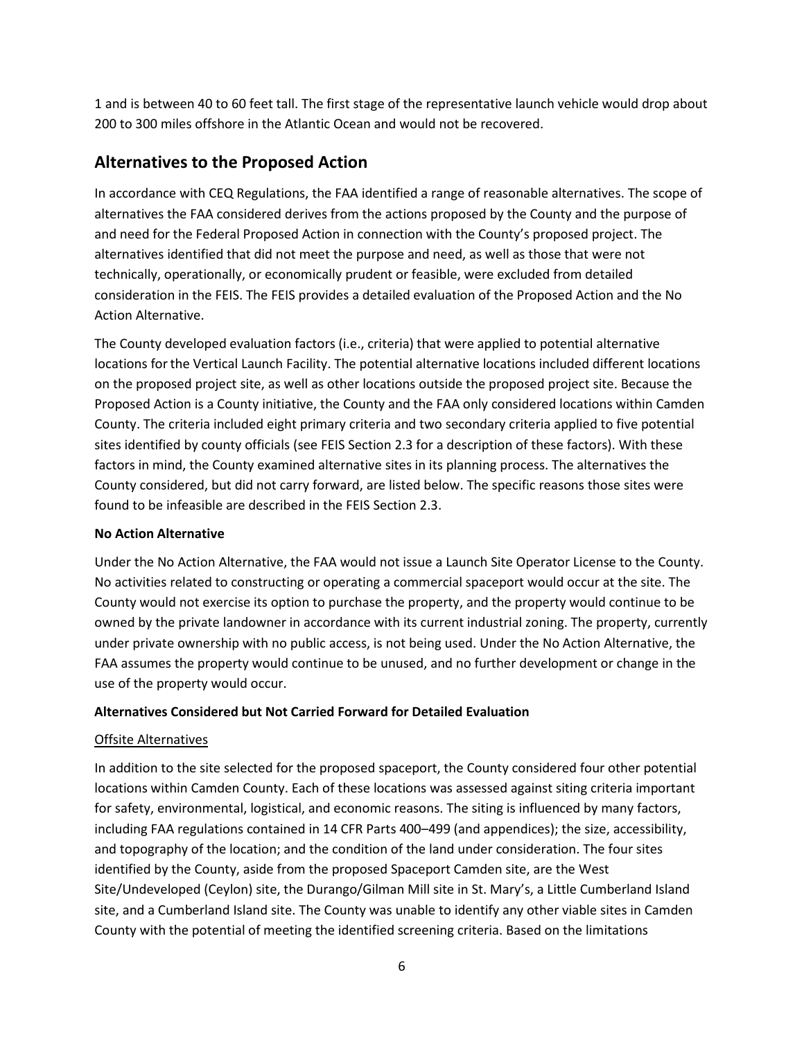1 and is between 40 to 60 feet tall. The first stage of the representative launch vehicle would drop about 200 to 300 miles offshore in the Atlantic Ocean and would not be recovered.

## Alternatives to the Proposed Action

In accordance with CEQ Regulations, the FAA identified a range of reasonable alternatives. The scope of alternatives the FAA considered derives from the actions proposed by the County and the purpose of and need for the Federal Proposed Action in connection with the County's proposed project. The alternatives identified that did not meet the purpose and need, as well as those that were not technically, operationally, or economically prudent or feasible, were excluded from detailed consideration in the FEIS. The FEIS provides a detailed evaluation of the Proposed Action and the No Action Alternative.

The County developed evaluation factors (i.e., criteria) that were applied to potential alternative locations for the Vertical Launch Facility. The potential alternative locations included different locations on the proposed project site, as well as other locations outside the proposed project site. Because the Proposed Action is a County initiative, the County and the FAA only considered locations within Camden County. The criteria included eight primary criteria and two secondary criteria applied to five potential sites identified by county officials (see FEIS Section 2.3 for a description of these factors). With these factors in mind, the County examined alternative sites in its planning process. The alternatives the County considered, but did not carry forward, are listed below. The specific reasons those sites were found to be infeasible are described in the FEIS Section 2.3.

**No Action Alternative**

Under the No Action Alternative, the FAA would not issue a Launch Site Operator License to the County. No activities related to constructing or operating a commercial spaceport would occur at the site. The County would not exercise its option to purchase the property, and the property would continue to be owned by the private landowner in accordance with its current industrial zoning. The property, currently under private ownership with no public access, is not being used. Under the No Action Alternative, the FAA assumes the property would continue to be unused, and no further development or change in the use of the property would occur.

**Alternatives Considered but Not Carried Forward for Detailed Evaluation**

Offsite Alternatives

In addition to the site selected for the proposed spaceport, the County considered four other potential locations within Camden County. Each of these locations was assessed against siting criteria important for safety, environmental, logistical, and economic reasons. The siting is influenced by many factors, including FAA regulations contained in 14 CFR Parts 400–499 (and appendices); the size, accessibility, and topography of the location; and the condition of the land under consideration. The four sites identified by the County, aside from the proposed Spaceport Camden site, are the West Site/Undeveloped (Ceylon) site, the Durango/Gilman Mill site in St. Mary's, a Little Cumberland Island site, and a Cumberland Island site. The County was unable to identify any other viable sites in Camden County with the potential of meeting the identified screening criteria. Based on the limitations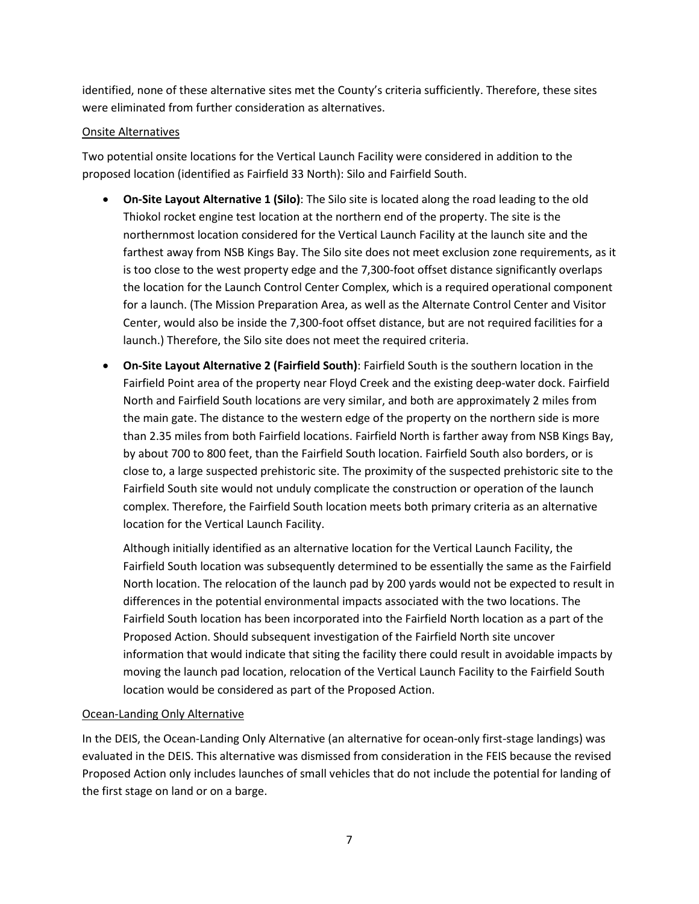identified, none of these alternative sites met the County's criteria sufficiently. Therefore, these sites were eliminated from further consideration as alternatives.

<u>Onsite Alternatives</u>

Two potential onsite locations for the Vertical Launch Facility were considered in addition to the proposed location (identified as Fairfield 33 North): Silo and Fairfield South.

- **On-Site Layout Alternative 1 (Silo)**: The Silo site is located along the road leading to the old Thiokol rocket engine test location at the northern end of the property. The site is the northernmost location considered for the Vertical Launch Facility at the launch site and the farthest away from NSB Kings Bay. The Silo site does not meet exclusion zone requirements, as it is too close to the west property edge and the 7,300-foot offset distance significantly overlaps the location for the Launch Control Center Complex, which is a required operational component for a launch. (The Mission Preparation Area, as well as the Alternate Control Center and Visitor Center, would also be inside the 7,300-foot offset distance, but are not required facilities for a launch.) Therefore, the Silo site does not meet the required criteria.
- **On-Site Layout Alternative 2 (Fairfield South)**: Fairfield South is the southern location in the Fairfield Point area of the property near Floyd Creek and the existing deep-water dock. Fairfield North and Fairfield South locations are very similar, and both are approximately 2 miles from the main gate. The distance to the western edge of the property on the northern side is more than 2.35 miles from both Fairfield locations. Fairfield North is farther away from NSB Kings Bay, by about 700 to 800 feet, than the Fairfield South location. Fairfield South also borders, or is close to, a large suspected prehistoric site. The proximity of the suspected prehistoric site to the Fairfield South site would not unduly complicate the construction or operation of the launch complex. Therefore, the Fairfield South location meets both primary criteria as an alternative location for the Vertical Launch Facility.

  Although initially identified as an alternative location for the Vertical Launch Facility, the Fairfield South location was subsequently determined to be essentially the same as the Fairfield North location. The relocation of the launch pad by 200 yards would not be expected to result in differences in the potential environmental impacts associated with the two locations. The Fairfield South location has been incorporated into the Fairfield North location as a part of the Proposed Action. Should subsequent investigation of the Fairfield North site uncover information that would indicate that siting the facility there could result in avoidable impacts by moving the launch pad location, relocation of the Vertical Launch Facility to the Fairfield South location would be considered as part of the Proposed Action.

<u>Ocean-Landing Only Alternative</u>

In the DEIS, the Ocean-Landing Only Alternative (an alternative for ocean-only first-stage landings) was evaluated in the DEIS. This alternative was dismissed from consideration in the FEIS because the revised Proposed Action only includes launches of small vehicles that do not include the potential for landing of the first stage on land or on a barge.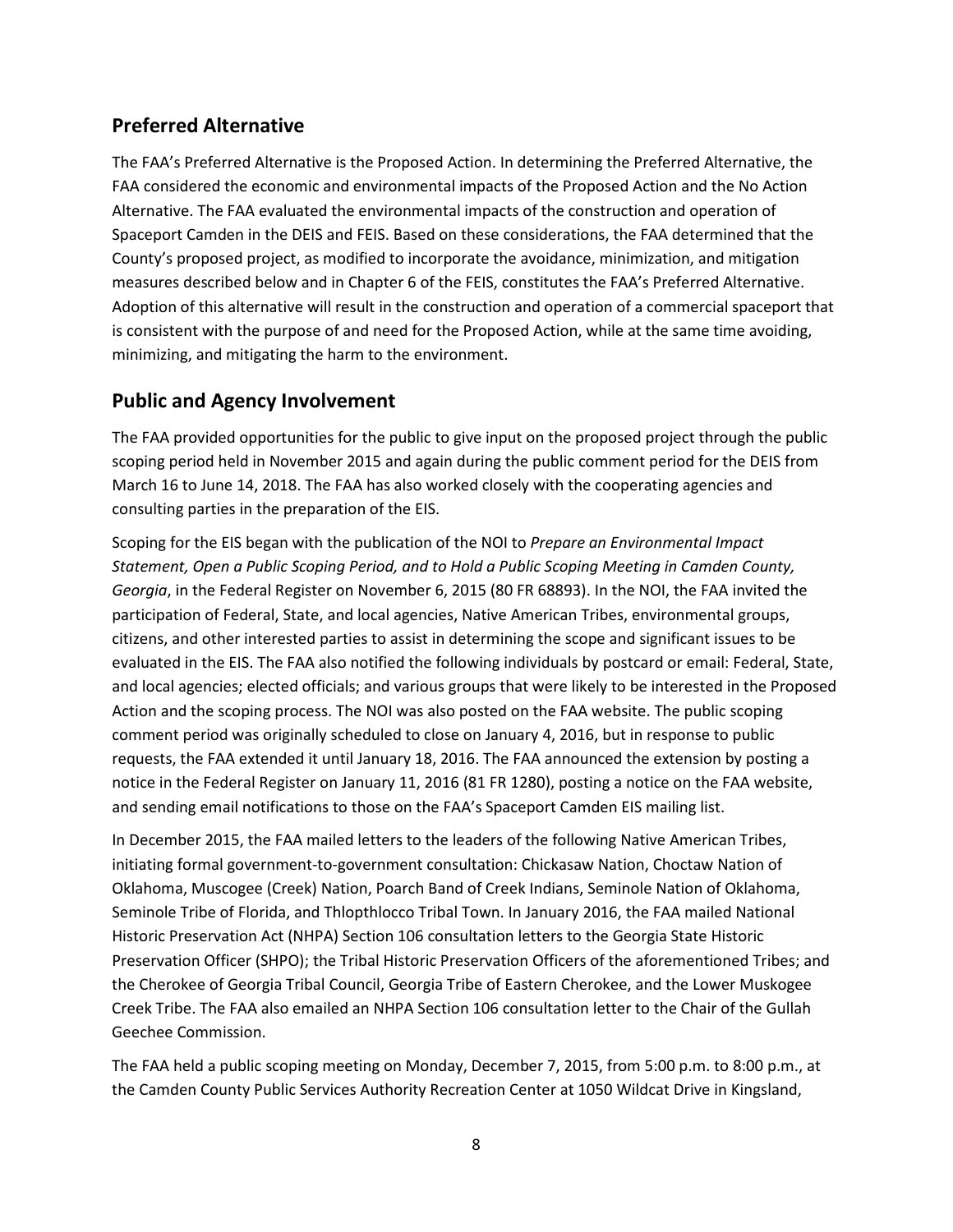## Preferred Alternative

The FAA's Preferred Alternative is the Proposed Action. In determining the Preferred Alternative, the FAA considered the economic and environmental impacts of the Proposed Action and the No Action Alternative. The FAA evaluated the environmental impacts of the construction and operation of Spaceport Camden in the DEIS and FEIS. Based on these considerations, the FAA determined that the County's proposed project, as modified to incorporate the avoidance, minimization, and mitigation measures described below and in Chapter 6 of the FEIS, constitutes the FAA's Preferred Alternative. Adoption of this alternative will result in the construction and operation of a commercial spaceport that is consistent with the purpose of and need for the Proposed Action, while at the same time avoiding, minimizing, and mitigating the harm to the environment.

## Public and Agency Involvement

The FAA provided opportunities for the public to give input on the proposed project through the public scoping period held in November 2015 and again during the public comment period for the DEIS from March 16 to June 14, 2018. The FAA has also worked closely with the cooperating agencies and consulting parties in the preparation of the EIS.

Scoping for the EIS began with the publication of the NOI to *Prepare an Environmental Impact Statement, Open a Public Scoping Period, and to Hold a Public Scoping Meeting in Camden County, Georgia*, in the Federal Register on November 6, 2015 (80 FR 68893). In the NOI, the FAA invited the participation of Federal, State, and local agencies, Native American Tribes, environmental groups, citizens, and other interested parties to assist in determining the scope and significant issues to be evaluated in the EIS. The FAA also notified the following individuals by postcard or email: Federal, State, and local agencies; elected officials; and various groups that were likely to be interested in the Proposed Action and the scoping process. The NOI was also posted on the FAA website. The public scoping comment period was originally scheduled to close on January 4, 2016, but in response to public requests, the FAA extended it until January 18, 2016. The FAA announced the extension by posting a notice in the Federal Register on January 11, 2016 (81 FR 1280), posting a notice on the FAA website, and sending email notifications to those on the FAA's Spaceport Camden EIS mailing list.

In December 2015, the FAA mailed letters to the leaders of the following Native American Tribes, initiating formal government-to-government consultation: Chickasaw Nation, Choctaw Nation of Oklahoma, Muscogee (Creek) Nation, Poarch Band of Creek Indians, Seminole Nation of Oklahoma, Seminole Tribe of Florida, and Thlopthlocco Tribal Town. In January 2016, the FAA mailed National Historic Preservation Act (NHPA) Section 106 consultation letters to the Georgia State Historic Preservation Officer (SHPO); the Tribal Historic Preservation Officers of the aforementioned Tribes; and the Cherokee of Georgia Tribal Council, Georgia Tribe of Eastern Cherokee, and the Lower Muskogee Creek Tribe. The FAA also emailed an NHPA Section 106 consultation letter to the Chair of the Gullah Geechee Commission.

The FAA held a public scoping meeting on Monday, December 7, 2015, from 5:00 p.m. to 8:00 p.m., at the Camden County Public Services Authority Recreation Center at 1050 Wildcat Drive in Kingsland,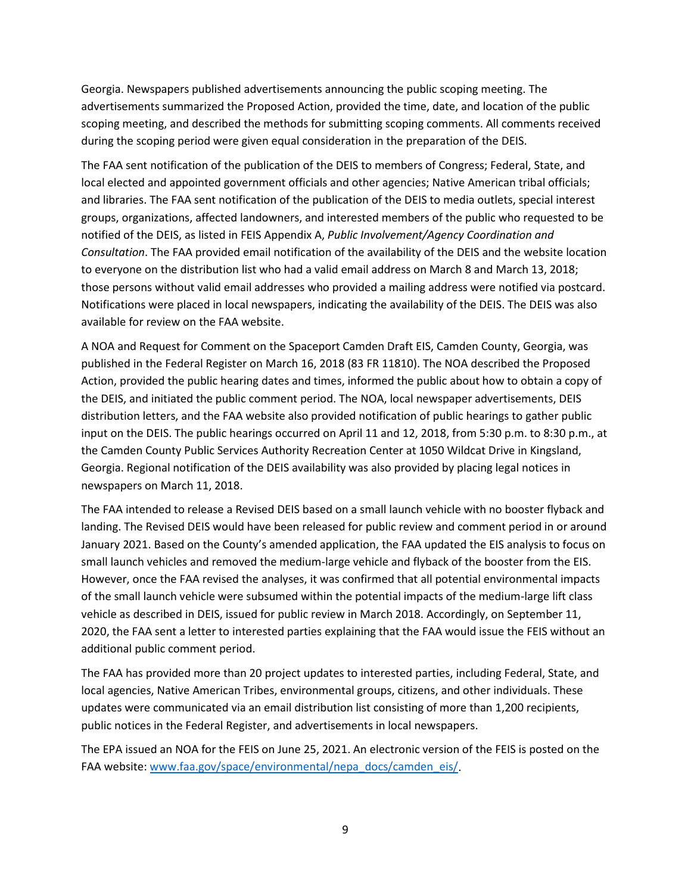Georgia. Newspapers published advertisements announcing the public scoping meeting. The advertisements summarized the Proposed Action, provided the time, date, and location of the public scoping meeting, and described the methods for submitting scoping comments. All comments received during the scoping period were given equal consideration in the preparation of the DEIS.

The FAA sent notification of the publication of the DEIS to members of Congress; Federal, State, and local elected and appointed government officials and other agencies; Native American tribal officials; and libraries. The FAA sent notification of the publication of the DEIS to media outlets, special interest groups, organizations, affected landowners, and interested members of the public who requested to be notified of the DEIS, as listed in FEIS Appendix A, *Public Involvement/Agency Coordination and Consultation*. The FAA provided email notification of the availability of the DEIS and the website location to everyone on the distribution list who had a valid email address on March 8 and March 13, 2018; those persons without valid email addresses who provided a mailing address were notified via postcard. Notifications were placed in local newspapers, indicating the availability of the DEIS. The DEIS was also available for review on the FAA website.

A NOA and Request for Comment on the Spaceport Camden Draft EIS, Camden County, Georgia, was published in the Federal Register on March 16, 2018 (83 FR 11810). The NOA described the Proposed Action, provided the public hearing dates and times, informed the public about how to obtain a copy of the DEIS, and initiated the public comment period. The NOA, local newspaper advertisements, DEIS distribution letters, and the FAA website also provided notification of public hearings to gather public input on the DEIS. The public hearings occurred on April 11 and 12, 2018, from 5:30 p.m. to 8:30 p.m., at the Camden County Public Services Authority Recreation Center at 1050 Wildcat Drive in Kingsland, Georgia. Regional notification of the DEIS availability was also provided by placing legal notices in newspapers on March 11, 2018.

The FAA intended to release a Revised DEIS based on a small launch vehicle with no booster flyback and landing. The Revised DEIS would have been released for public review and comment period in or around January 2021. Based on the County's amended application, the FAA updated the EIS analysis to focus on small launch vehicles and removed the medium-large vehicle and flyback of the booster from the EIS. However, once the FAA revised the analyses, it was confirmed that all potential environmental impacts of the small launch vehicle were subsumed within the potential impacts of the medium-large lift class vehicle as described in DEIS, issued for public review in March 2018. Accordingly, on September 11, 2020, the FAA sent a letter to interested parties explaining that the FAA would issue the FEIS without an additional public comment period.

The FAA has provided more than 20 project updates to interested parties, including Federal, State, and local agencies, Native American Tribes, environmental groups, citizens, and other individuals. These updates were communicated via an email distribution list consisting of more than 1,200 recipients, public notices in the Federal Register, and advertisements in local newspapers.

The EPA issued an NOA for the FEIS on June 25, 2021. An electronic version of the FEIS is posted on the FAA website: [www.faa.gov/space/environmental/nepa_docs/camden_eis/](www.faa.gov/space/environmental/nepa_docs/camden_eis/).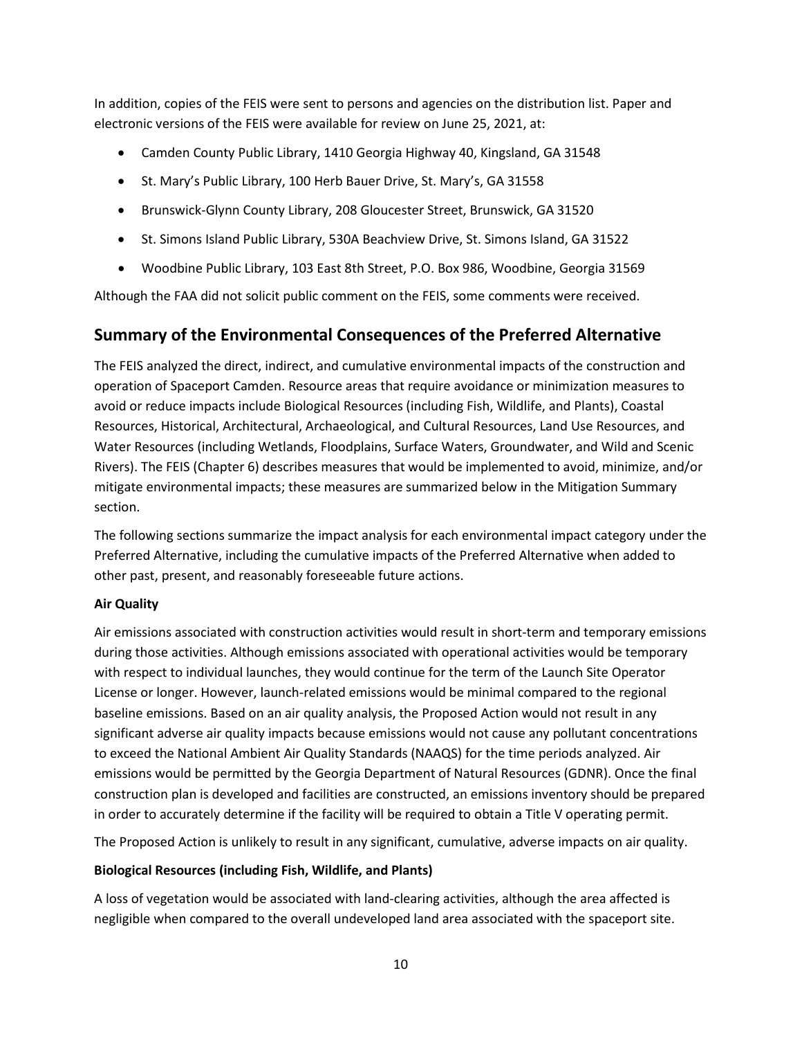In addition, copies of the FEIS were sent to persons and agencies on the distribution list. Paper and electronic versions of the FEIS were available for review on June 25, 2021, at:

- Camden County Public Library, 1410 Georgia Highway 40, Kingsland, GA 31548
- St. Mary's Public Library, 100 Herb Bauer Drive, St. Mary's, GA 31558
- Brunswick-Glynn County Library, 208 Gloucester Street, Brunswick, GA 31520
- St. Simons Island Public Library, 530A Beachview Drive, St. Simons Island, GA 31522
- Woodbine Public Library, 103 East 8th Street, P.O. Box 986, Woodbine, Georgia 31569

Although the FAA did not solicit public comment on the FEIS, some comments were received.

## Summary of the Environmental Consequences of the Preferred Alternative

The FEIS analyzed the direct, indirect, and cumulative environmental impacts of the construction and operation of Spaceport Camden. Resource areas that require avoidance or minimization measures to avoid or reduce impacts include Biological Resources (including Fish, Wildlife, and Plants), Coastal Resources, Historical, Architectural, Archaeological, and Cultural Resources, Land Use Resources, and Water Resources (including Wetlands, Floodplains, Surface Waters, Groundwater, and Wild and Scenic Rivers). The FEIS (Chapter 6) describes measures that would be implemented to avoid, minimize, and/or mitigate environmental impacts; these measures are summarized below in the Mitigation Summary section.

The following sections summarize the impact analysis for each environmental impact category under the Preferred Alternative, including the cumulative impacts of the Preferred Alternative when added to other past, present, and reasonably foreseeable future actions.

**Air Quality**

Air emissions associated with construction activities would result in short-term and temporary emissions during those activities. Although emissions associated with operational activities would be temporary with respect to individual launches, they would continue for the term of the Launch Site Operator License or longer. However, launch-related emissions would be minimal compared to the regional baseline emissions. Based on an air quality analysis, the Proposed Action would not result in any significant adverse air quality impacts because emissions would not cause any pollutant concentrations to exceed the National Ambient Air Quality Standards (NAAQS) for the time periods analyzed. Air emissions would be permitted by the Georgia Department of Natural Resources (GDNR). Once the final construction plan is developed and facilities are constructed, an emissions inventory should be prepared in order to accurately determine if the facility will be required to obtain a Title V operating permit.

The Proposed Action is unlikely to result in any significant, cumulative, adverse impacts on air quality.

**Biological Resources (including Fish, Wildlife, and Plants)**

A loss of vegetation would be associated with land-clearing activities, although the area affected is negligible when compared to the overall undeveloped land area associated with the spaceport site.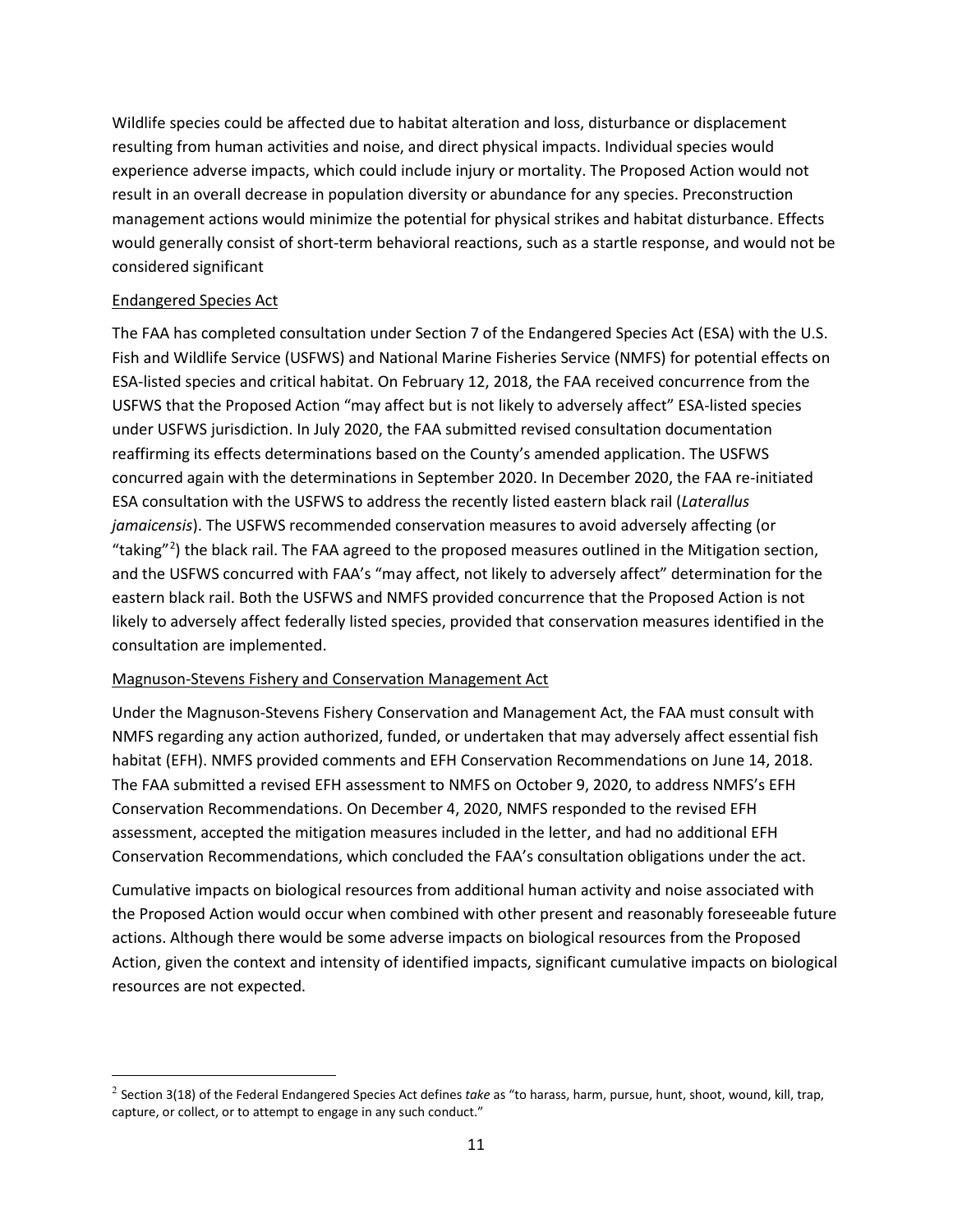Wildlife species could be affected due to habitat alteration and loss, disturbance or displacement resulting from human activities and noise, and direct physical impacts. Individual species would experience adverse impacts, which could include injury or mortality. The Proposed Action would not result in an overall decrease in population diversity or abundance for any species. Preconstruction management actions would minimize the potential for physical strikes and habitat disturbance. Effects would generally consist of short-term behavioral reactions, such as a startle response, and would not be considered significant

Endangered Species Act

The FAA has completed consultation under Section 7 of the Endangered Species Act (ESA) with the U.S. Fish and Wildlife Service (USFWS) and National Marine Fisheries Service (NMFS) for potential effects on ESA-listed species and critical habitat. On February 12, 2018, the FAA received concurrence from the USFWS that the Proposed Action "may affect but is not likely to adversely affect" ESA-listed species under USFWS jurisdiction. In July 2020, the FAA submitted revised consultation documentation reaffirming its effects determinations based on the County's amended application. The USFWS concurred again with the determinations in September 2020. In December 2020, the FAA re-initiated ESA consultation with the USFWS to address the recently listed eastern black rail (*Laterallus jamaicensis*). The USFWS recommended conservation measures to avoid adversely affecting (or "taking"[2]) the black rail. The FAA agreed to the proposed measures outlined in the Mitigation section, and the USFWS concurred with FAA's "may affect, not likely to adversely affect" determination for the eastern black rail. Both the USFWS and NMFS provided concurrence that the Proposed Action is not likely to adversely affect federally listed species, provided that conservation measures identified in the consultation are implemented.

Magnuson-Stevens Fishery and Conservation Management Act

Under the Magnuson-Stevens Fishery Conservation and Management Act, the FAA must consult with NMFS regarding any action authorized, funded, or undertaken that may adversely affect essential fish habitat (EFH). NMFS provided comments and EFH Conservation Recommendations on June 14, 2018. The FAA submitted a revised EFH assessment to NMFS on October 9, 2020, to address NMFS's EFH Conservation Recommendations. On December 4, 2020, NMFS responded to the revised EFH assessment, accepted the mitigation measures included in the letter, and had no additional EFH Conservation Recommendations, which concluded the FAA's consultation obligations under the act.

Cumulative impacts on biological resources from additional human activity and noise associated with the Proposed Action would occur when combined with other present and reasonably foreseeable future actions. Although there would be some adverse impacts on biological resources from the Proposed Action, given the context and intensity of identified impacts, significant cumulative impacts on biological resources are not expected.

[2] Section 3(18) of the Federal Endangered Species Act defines *take* as "to harass, harm, pursue, hunt, shoot, wound, kill, trap, capture, or collect, or to attempt to engage in any such conduct."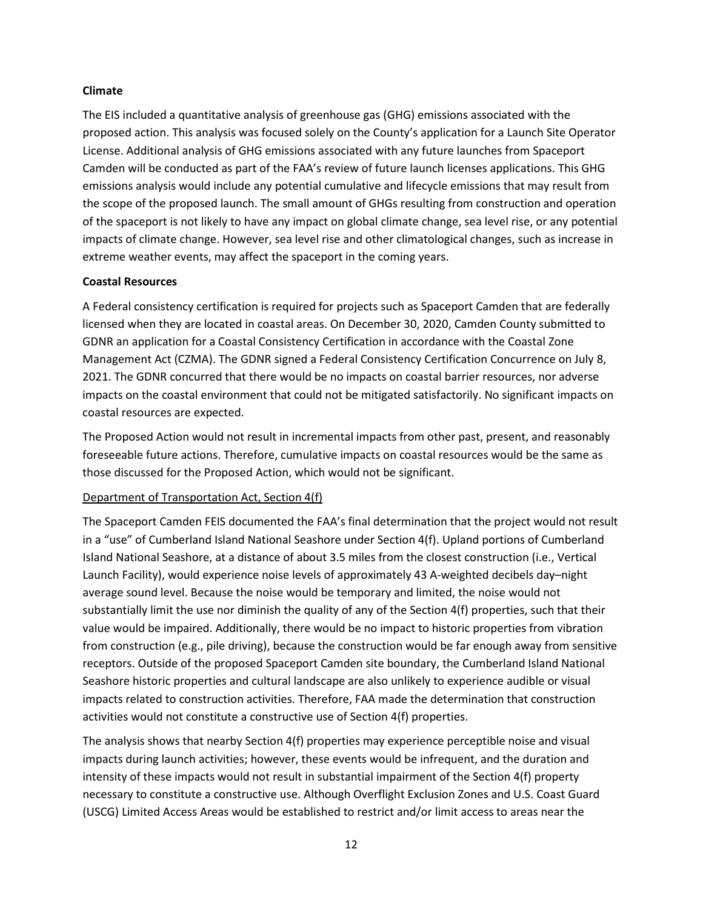**Climate**

The EIS included a quantitative analysis of greenhouse gas (GHG) emissions associated with the proposed action. This analysis was focused solely on the County's application for a Launch Site Operator License. Additional analysis of GHG emissions associated with any future launches from Spaceport Camden will be conducted as part of the FAA's review of future launch licenses applications. This GHG emissions analysis would include any potential cumulative and lifecycle emissions that may result from the scope of the proposed launch. The small amount of GHGs resulting from construction and operation of the spaceport is not likely to have any impact on global climate change, sea level rise, or any potential impacts of climate change. However, sea level rise and other climatological changes, such as increase in extreme weather events, may affect the spaceport in the coming years.

**Coastal Resources**

A Federal consistency certification is required for projects such as Spaceport Camden that are federally licensed when they are located in coastal areas. On December 30, 2020, Camden County submitted to GDNR an application for a Coastal Consistency Certification in accordance with the Coastal Zone Management Act (CZMA). The GDNR signed a Federal Consistency Certification Concurrence on July 8, 2021. The GDNR concurred that there would be no impacts on coastal barrier resources, nor adverse impacts on the coastal environment that could not be mitigated satisfactorily. No significant impacts on coastal resources are expected.

The Proposed Action would not result in incremental impacts from other past, present, and reasonably foreseeable future actions. Therefore, cumulative impacts on coastal resources would be the same as those discussed for the Proposed Action, which would not be significant.

Department of Transportation Act, Section 4(f)

The Spaceport Camden FEIS documented the FAA's final determination that the project would not result in a "use" of Cumberland Island National Seashore under Section 4(f). Upland portions of Cumberland Island National Seashore, at a distance of about 3.5 miles from the closest construction (i.e., Vertical Launch Facility), would experience noise levels of approximately 43 A-weighted decibels day–night average sound level. Because the noise would be temporary and limited, the noise would not substantially limit the use nor diminish the quality of any of the Section 4(f) properties, such that their value would be impaired. Additionally, there would be no impact to historic properties from vibration from construction (e.g., pile driving), because the construction would be far enough away from sensitive receptors. Outside of the proposed Spaceport Camden site boundary, the Cumberland Island National Seashore historic properties and cultural landscape are also unlikely to experience audible or visual impacts related to construction activities. Therefore, FAA made the determination that construction activities would not constitute a constructive use of Section 4(f) properties.

The analysis shows that nearby Section 4(f) properties may experience perceptible noise and visual impacts during launch activities; however, these events would be infrequent, and the duration and intensity of these impacts would not result in substantial impairment of the Section 4(f) property necessary to constitute a constructive use. Although Overflight Exclusion Zones and U.S. Coast Guard (USCG) Limited Access Areas would be established to restrict and/or limit access to areas near the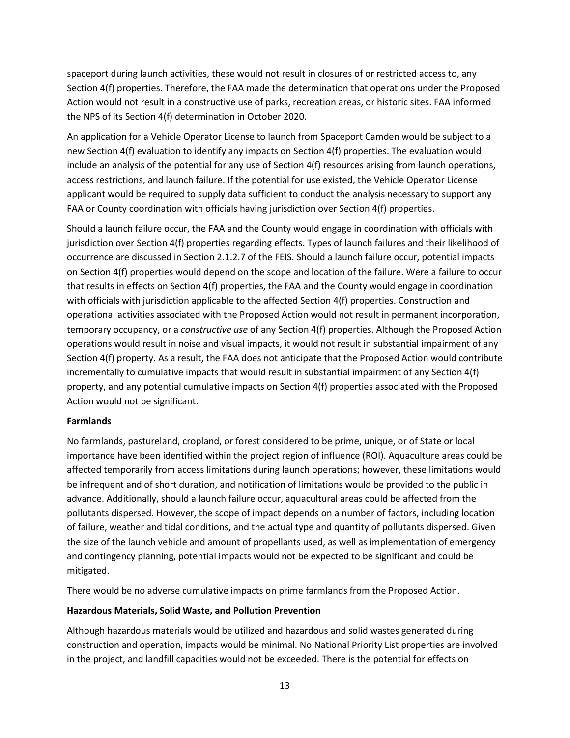spaceport during launch activities, these would not result in closures of or restricted access to, any Section 4(f) properties. Therefore, the FAA made the determination that operations under the Proposed Action would not result in a constructive use of parks, recreation areas, or historic sites. FAA informed the NPS of its Section 4(f) determination in October 2020.

An application for a Vehicle Operator License to launch from Spaceport Camden would be subject to a new Section 4(f) evaluation to identify any impacts on Section 4(f) properties. The evaluation would include an analysis of the potential for any use of Section 4(f) resources arising from launch operations, access restrictions, and launch failure. If the potential for use existed, the Vehicle Operator License applicant would be required to supply data sufficient to conduct the analysis necessary to support any FAA or County coordination with officials having jurisdiction over Section 4(f) properties.

Should a launch failure occur, the FAA and the County would engage in coordination with officials with jurisdiction over Section 4(f) properties regarding effects. Types of launch failures and their likelihood of occurrence are discussed in Section 2.1.2.7 of the FEIS. Should a launch failure occur, potential impacts on Section 4(f) properties would depend on the scope and location of the failure. Were a failure to occur that results in effects on Section 4(f) properties, the FAA and the County would engage in coordination with officials with jurisdiction applicable to the affected Section 4(f) properties. Construction and operational activities associated with the Proposed Action would not result in permanent incorporation, temporary occupancy, or a *constructive use* of any Section 4(f) properties. Although the Proposed Action operations would result in noise and visual impacts, it would not result in substantial impairment of any Section 4(f) property. As a result, the FAA does not anticipate that the Proposed Action would contribute incrementally to cumulative impacts that would result in substantial impairment of any Section 4(f) property, and any potential cumulative impacts on Section 4(f) properties associated with the Proposed Action would not be significant.

**Farmlands**

No farmlands, pastureland, cropland, or forest considered to be prime, unique, or of State or local importance have been identified within the project region of influence (ROI). Aquaculture areas could be affected temporarily from access limitations during launch operations; however, these limitations would be infrequent and of short duration, and notification of limitations would be provided to the public in advance. Additionally, should a launch failure occur, aquacultural areas could be affected from the pollutants dispersed. However, the scope of impact depends on a number of factors, including location of failure, weather and tidal conditions, and the actual type and quantity of pollutants dispersed. Given the size of the launch vehicle and amount of propellants used, as well as implementation of emergency and contingency planning, potential impacts would not be expected to be significant and could be mitigated.

There would be no adverse cumulative impacts on prime farmlands from the Proposed Action.

**Hazardous Materials, Solid Waste, and Pollution Prevention**

Although hazardous materials would be utilized and hazardous and solid wastes generated during construction and operation, impacts would be minimal. No National Priority List properties are involved in the project, and landfill capacities would not be exceeded. There is the potential for effects on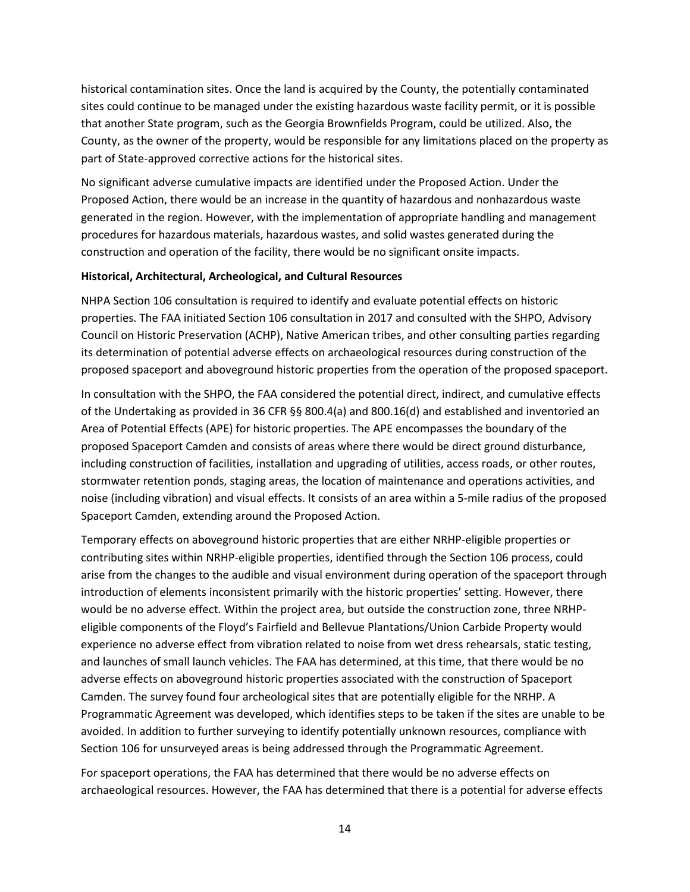historical contamination sites. Once the land is acquired by the County, the potentially contaminated sites could continue to be managed under the existing hazardous waste facility permit, or it is possible that another State program, such as the Georgia Brownfields Program, could be utilized. Also, the County, as the owner of the property, would be responsible for any limitations placed on the property as part of State-approved corrective actions for the historical sites.

No significant adverse cumulative impacts are identified under the Proposed Action. Under the Proposed Action, there would be an increase in the quantity of hazardous and nonhazardous waste generated in the region. However, with the implementation of appropriate handling and management procedures for hazardous materials, hazardous wastes, and solid wastes generated during the construction and operation of the facility, there would be no significant onsite impacts.

**Historical, Architectural, Archeological, and Cultural Resources**

NHPA Section 106 consultation is required to identify and evaluate potential effects on historic properties. The FAA initiated Section 106 consultation in 2017 and consulted with the SHPO, Advisory Council on Historic Preservation (ACHP), Native American tribes, and other consulting parties regarding its determination of potential adverse effects on archaeological resources during construction of the proposed spaceport and aboveground historic properties from the operation of the proposed spaceport.

In consultation with the SHPO, the FAA considered the potential direct, indirect, and cumulative effects of the Undertaking as provided in 36 CFR §§ 800.4(a) and 800.16(d) and established and inventoried an Area of Potential Effects (APE) for historic properties. The APE encompasses the boundary of the proposed Spaceport Camden and consists of areas where there would be direct ground disturbance, including construction of facilities, installation and upgrading of utilities, access roads, or other routes, stormwater retention ponds, staging areas, the location of maintenance and operations activities, and noise (including vibration) and visual effects. It consists of an area within a 5-mile radius of the proposed Spaceport Camden, extending around the Proposed Action.

Temporary effects on aboveground historic properties that are either NRHP-eligible properties or contributing sites within NRHP-eligible properties, identified through the Section 106 process, could arise from the changes to the audible and visual environment during operation of the spaceport through introduction of elements inconsistent primarily with the historic properties' setting. However, there would be no adverse effect. Within the project area, but outside the construction zone, three NRHP-eligible components of the Floyd's Fairfield and Bellevue Plantations/Union Carbide Property would experience no adverse effect from vibration related to noise from wet dress rehearsals, static testing, and launches of small launch vehicles. The FAA has determined, at this time, that there would be no adverse effects on aboveground historic properties associated with the construction of Spaceport Camden. The survey found four archeological sites that are potentially eligible for the NRHP. A Programmatic Agreement was developed, which identifies steps to be taken if the sites are unable to be avoided. In addition to further surveying to identify potentially unknown resources, compliance with Section 106 for unsurveyed areas is being addressed through the Programmatic Agreement.

For spaceport operations, the FAA has determined that there would be no adverse effects on archaeological resources. However, the FAA has determined that there is a potential for adverse effects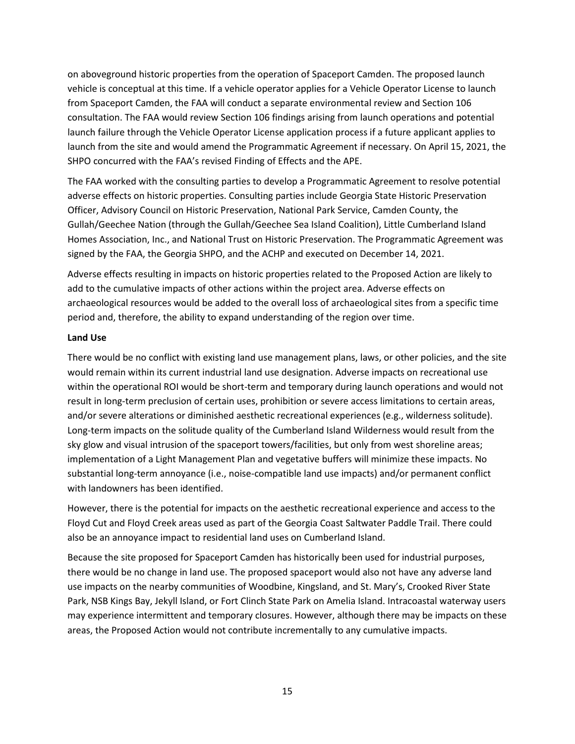on aboveground historic properties from the operation of Spaceport Camden. The proposed launch vehicle is conceptual at this time. If a vehicle operator applies for a Vehicle Operator License to launch from Spaceport Camden, the FAA will conduct a separate environmental review and Section 106 consultation. The FAA would review Section 106 findings arising from launch operations and potential launch failure through the Vehicle Operator License application process if a future applicant applies to launch from the site and would amend the Programmatic Agreement if necessary. On April 15, 2021, the SHPO concurred with the FAA's revised Finding of Effects and the APE.

The FAA worked with the consulting parties to develop a Programmatic Agreement to resolve potential adverse effects on historic properties. Consulting parties include Georgia State Historic Preservation Officer, Advisory Council on Historic Preservation, National Park Service, Camden County, the Gullah/Geechee Nation (through the Gullah/Geechee Sea Island Coalition), Little Cumberland Island Homes Association, Inc., and National Trust on Historic Preservation. The Programmatic Agreement was signed by the FAA, the Georgia SHPO, and the ACHP and executed on December 14, 2021.

Adverse effects resulting in impacts on historic properties related to the Proposed Action are likely to add to the cumulative impacts of other actions within the project area. Adverse effects on archaeological resources would be added to the overall loss of archaeological sites from a specific time period and, therefore, the ability to expand understanding of the region over time.

**Land Use**

There would be no conflict with existing land use management plans, laws, or other policies, and the site would remain within its current industrial land use designation. Adverse impacts on recreational use within the operational ROI would be short-term and temporary during launch operations and would not result in long-term preclusion of certain uses, prohibition or severe access limitations to certain areas, and/or severe alterations or diminished aesthetic recreational experiences (e.g., wilderness solitude). Long-term impacts on the solitude quality of the Cumberland Island Wilderness would result from the sky glow and visual intrusion of the spaceport towers/facilities, but only from west shoreline areas; implementation of a Light Management Plan and vegetative buffers will minimize these impacts. No substantial long-term annoyance (i.e., noise-compatible land use impacts) and/or permanent conflict with landowners has been identified.

However, there is the potential for impacts on the aesthetic recreational experience and access to the Floyd Cut and Floyd Creek areas used as part of the Georgia Coast Saltwater Paddle Trail. There could also be an annoyance impact to residential land uses on Cumberland Island.

Because the site proposed for Spaceport Camden has historically been used for industrial purposes, there would be no change in land use. The proposed spaceport would also not have any adverse land use impacts on the nearby communities of Woodbine, Kingsland, and St. Mary's, Crooked River State Park, NSB Kings Bay, Jekyll Island, or Fort Clinch State Park on Amelia Island. Intracoastal waterway users may experience intermittent and temporary closures. However, although there may be impacts on these areas, the Proposed Action would not contribute incrementally to any cumulative impacts.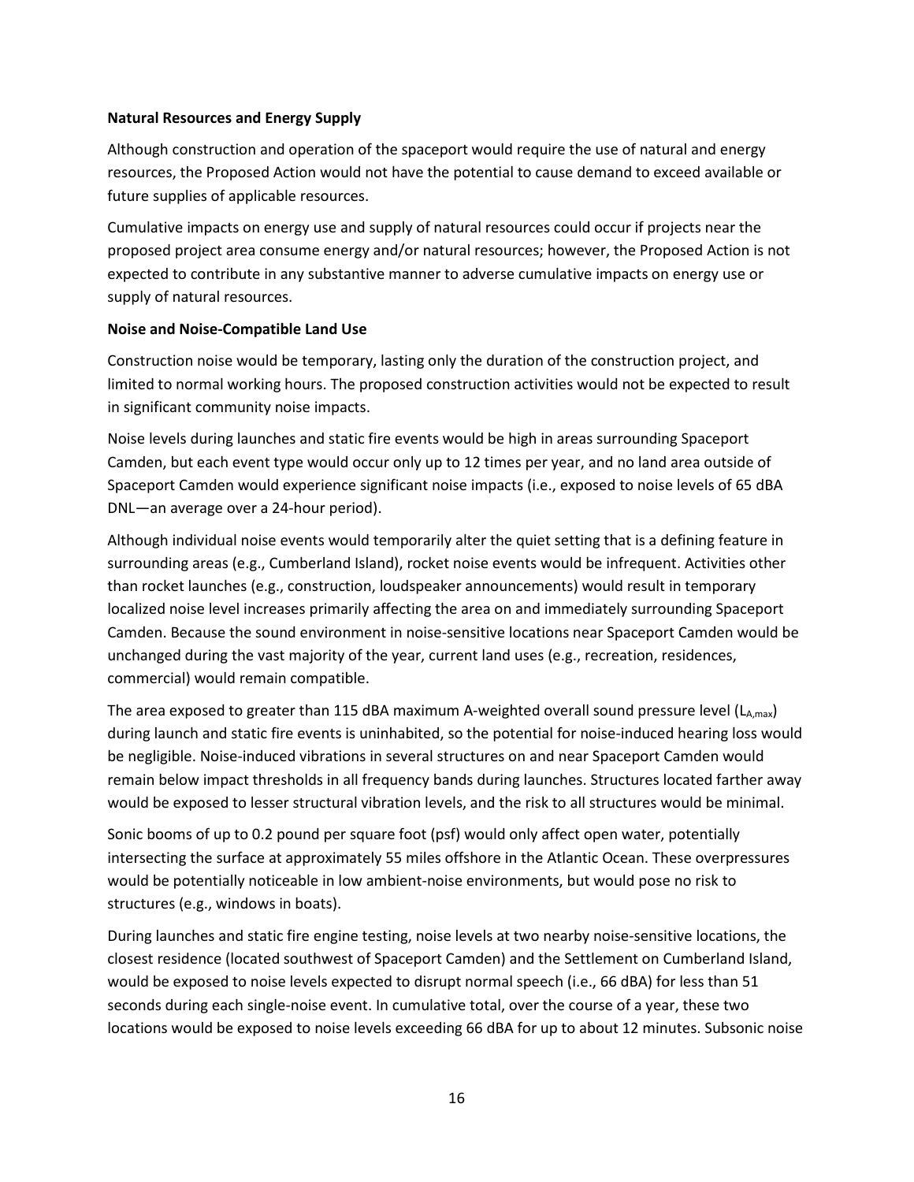**Natural Resources and Energy Supply**

Although construction and operation of the spaceport would require the use of natural and energy resources, the Proposed Action would not have the potential to cause demand to exceed available or future supplies of applicable resources.

Cumulative impacts on energy use and supply of natural resources could occur if projects near the proposed project area consume energy and/or natural resources; however, the Proposed Action is not expected to contribute in any substantive manner to adverse cumulative impacts on energy use or supply of natural resources.

**Noise and Noise-Compatible Land Use**

Construction noise would be temporary, lasting only the duration of the construction project, and limited to normal working hours. The proposed construction activities would not be expected to result in significant community noise impacts.

Noise levels during launches and static fire events would be high in areas surrounding Spaceport Camden, but each event type would occur only up to 12 times per year, and no land area outside of Spaceport Camden would experience significant noise impacts (i.e., exposed to noise levels of 65 dBA DNL—an average over a 24-hour period).

Although individual noise events would temporarily alter the quiet setting that is a defining feature in surrounding areas (e.g., Cumberland Island), rocket noise events would be infrequent. Activities other than rocket launches (e.g., construction, loudspeaker announcements) would result in temporary localized noise level increases primarily affecting the area on and immediately surrounding Spaceport Camden. Because the sound environment in noise-sensitive locations near Spaceport Camden would be unchanged during the vast majority of the year, current land uses (e.g., recreation, residences, commercial) would remain compatible.

The area exposed to greater than 115 dBA maximum A-weighted overall sound pressure level ($L_{A,max}$) during launch and static fire events is uninhabited, so the potential for noise-induced hearing loss would be negligible. Noise-induced vibrations in several structures on and near Spaceport Camden would remain below impact thresholds in all frequency bands during launches. Structures located farther away would be exposed to lesser structural vibration levels, and the risk to all structures would be minimal.

Sonic booms of up to 0.2 pound per square foot (psf) would only affect open water, potentially intersecting the surface at approximately 55 miles offshore in the Atlantic Ocean. These overpressures would be potentially noticeable in low ambient-noise environments, but would pose no risk to structures (e.g., windows in boats).

During launches and static fire engine testing, noise levels at two nearby noise-sensitive locations, the closest residence (located southwest of Spaceport Camden) and the Settlement on Cumberland Island, would be exposed to noise levels expected to disrupt normal speech (i.e., 66 dBA) for less than 51 seconds during each single-noise event. In cumulative total, over the course of a year, these two locations would be exposed to noise levels exceeding 66 dBA for up to about 12 minutes. Subsonic noise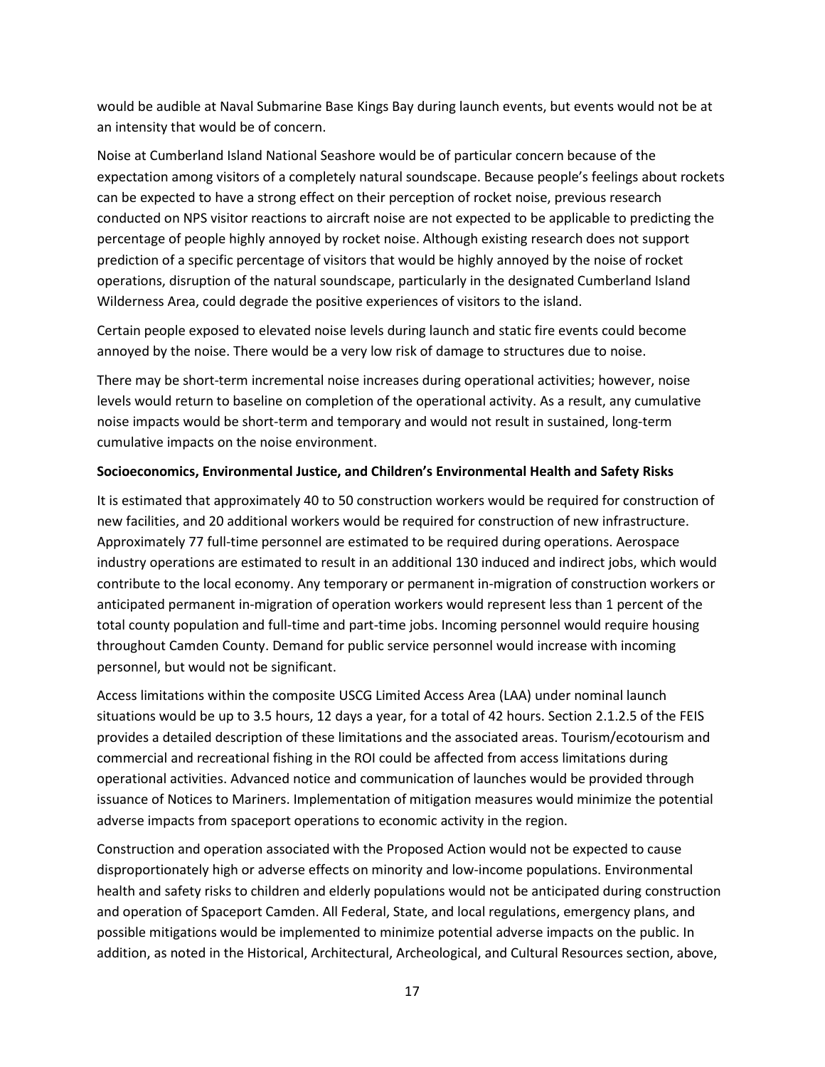would be audible at Naval Submarine Base Kings Bay during launch events, but events would not be at an intensity that would be of concern.

Noise at Cumberland Island National Seashore would be of particular concern because of the expectation among visitors of a completely natural soundscape. Because people's feelings about rockets can be expected to have a strong effect on their perception of rocket noise, previous research conducted on NPS visitor reactions to aircraft noise are not expected to be applicable to predicting the percentage of people highly annoyed by rocket noise. Although existing research does not support prediction of a specific percentage of visitors that would be highly annoyed by the noise of rocket operations, disruption of the natural soundscape, particularly in the designated Cumberland Island Wilderness Area, could degrade the positive experiences of visitors to the island.

Certain people exposed to elevated noise levels during launch and static fire events could become annoyed by the noise. There would be a very low risk of damage to structures due to noise.

There may be short-term incremental noise increases during operational activities; however, noise levels would return to baseline on completion of the operational activity. As a result, any cumulative noise impacts would be short-term and temporary and would not result in sustained, long-term cumulative impacts on the noise environment.

**Socioeconomics, Environmental Justice, and Children's Environmental Health and Safety Risks**

It is estimated that approximately 40 to 50 construction workers would be required for construction of new facilities, and 20 additional workers would be required for construction of new infrastructure. Approximately 77 full-time personnel are estimated to be required during operations. Aerospace industry operations are estimated to result in an additional 130 induced and indirect jobs, which would contribute to the local economy. Any temporary or permanent in-migration of construction workers or anticipated permanent in-migration of operation workers would represent less than 1 percent of the total county population and full-time and part-time jobs. Incoming personnel would require housing throughout Camden County. Demand for public service personnel would increase with incoming personnel, but would not be significant.

Access limitations within the composite USCG Limited Access Area (LAA) under nominal launch situations would be up to 3.5 hours, 12 days a year, for a total of 42 hours. Section 2.1.2.5 of the FEIS provides a detailed description of these limitations and the associated areas. Tourism/ecotourism and commercial and recreational fishing in the ROI could be affected from access limitations during operational activities. Advanced notice and communication of launches would be provided through issuance of Notices to Mariners. Implementation of mitigation measures would minimize the potential adverse impacts from spaceport operations to economic activity in the region.

Construction and operation associated with the Proposed Action would not be expected to cause disproportionately high or adverse effects on minority and low-income populations. Environmental health and safety risks to children and elderly populations would not be anticipated during construction and operation of Spaceport Camden. All Federal, State, and local regulations, emergency plans, and possible mitigations would be implemented to minimize potential adverse impacts on the public. In addition, as noted in the Historical, Architectural, Archeological, and Cultural Resources section, above,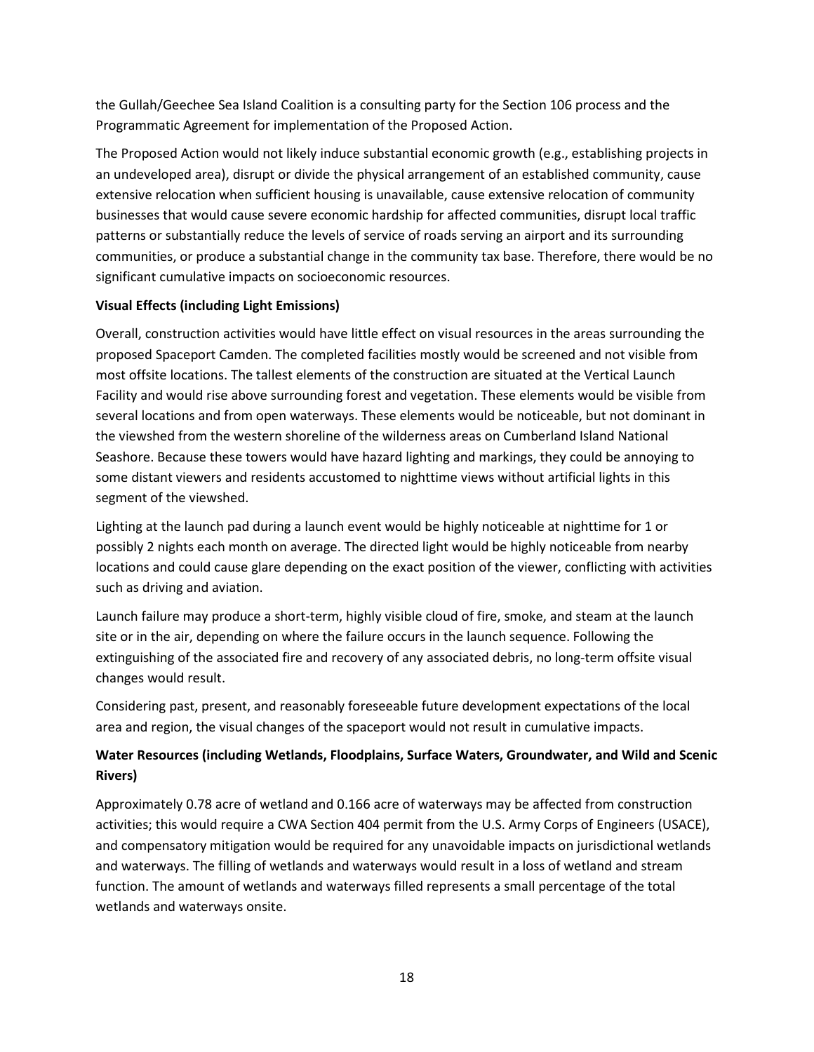the Gullah/Geechee Sea Island Coalition is a consulting party for the Section 106 process and the Programmatic Agreement for implementation of the Proposed Action.

The Proposed Action would not likely induce substantial economic growth (e.g., establishing projects in an undeveloped area), disrupt or divide the physical arrangement of an established community, cause extensive relocation when sufficient housing is unavailable, cause extensive relocation of community businesses that would cause severe economic hardship for affected communities, disrupt local traffic patterns or substantially reduce the levels of service of roads serving an airport and its surrounding communities, or produce a substantial change in the community tax base. Therefore, there would be no significant cumulative impacts on socioeconomic resources.

**Visual Effects (including Light Emissions)**

Overall, construction activities would have little effect on visual resources in the areas surrounding the proposed Spaceport Camden. The completed facilities mostly would be screened and not visible from most offsite locations. The tallest elements of the construction are situated at the Vertical Launch Facility and would rise above surrounding forest and vegetation. These elements would be visible from several locations and from open waterways. These elements would be noticeable, but not dominant in the viewshed from the western shoreline of the wilderness areas on Cumberland Island National Seashore. Because these towers would have hazard lighting and markings, they could be annoying to some distant viewers and residents accustomed to nighttime views without artificial lights in this segment of the viewshed.

Lighting at the launch pad during a launch event would be highly noticeable at nighttime for 1 or possibly 2 nights each month on average. The directed light would be highly noticeable from nearby locations and could cause glare depending on the exact position of the viewer, conflicting with activities such as driving and aviation.

Launch failure may produce a short-term, highly visible cloud of fire, smoke, and steam at the launch site or in the air, depending on where the failure occurs in the launch sequence. Following the extinguishing of the associated fire and recovery of any associated debris, no long-term offsite visual changes would result.

Considering past, present, and reasonably foreseeable future development expectations of the local area and region, the visual changes of the spaceport would not result in cumulative impacts.

**Water Resources (including Wetlands, Floodplains, Surface Waters, Groundwater, and Wild and Scenic Rivers)**

Approximately 0.78 acre of wetland and 0.166 acre of waterways may be affected from construction activities; this would require a CWA Section 404 permit from the U.S. Army Corps of Engineers (USACE), and compensatory mitigation would be required for any unavoidable impacts on jurisdictional wetlands and waterways. The filling of wetlands and waterways would result in a loss of wetland and stream function. The amount of wetlands and waterways filled represents a small percentage of the total wetlands and waterways onsite.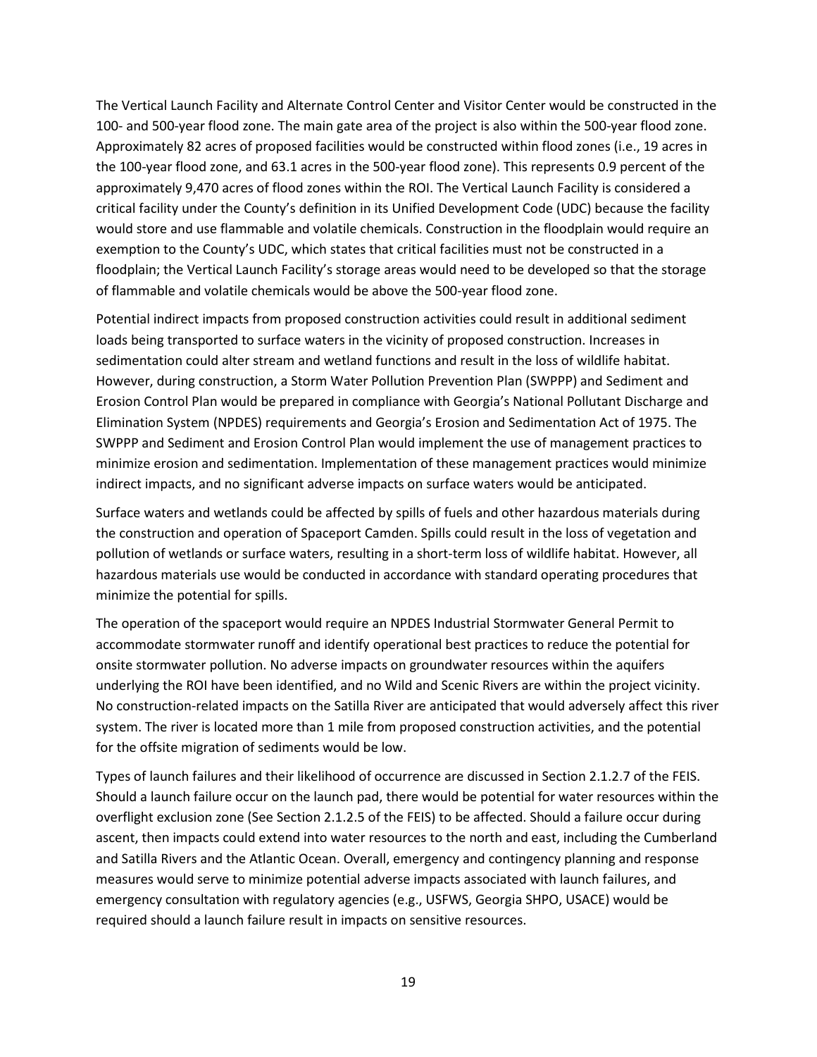The Vertical Launch Facility and Alternate Control Center and Visitor Center would be constructed in the 100- and 500-year flood zone. The main gate area of the project is also within the 500-year flood zone. Approximately 82 acres of proposed facilities would be constructed within flood zones (i.e., 19 acres in the 100-year flood zone, and 63.1 acres in the 500-year flood zone). This represents 0.9 percent of the approximately 9,470 acres of flood zones within the ROI. The Vertical Launch Facility is considered a critical facility under the County's definition in its Unified Development Code (UDC) because the facility would store and use flammable and volatile chemicals. Construction in the floodplain would require an exemption to the County's UDC, which states that critical facilities must not be constructed in a floodplain; the Vertical Launch Facility's storage areas would need to be developed so that the storage of flammable and volatile chemicals would be above the 500-year flood zone.

Potential indirect impacts from proposed construction activities could result in additional sediment loads being transported to surface waters in the vicinity of proposed construction. Increases in sedimentation could alter stream and wetland functions and result in the loss of wildlife habitat. However, during construction, a Storm Water Pollution Prevention Plan (SWPPP) and Sediment and Erosion Control Plan would be prepared in compliance with Georgia's National Pollutant Discharge and Elimination System (NPDES) requirements and Georgia's Erosion and Sedimentation Act of 1975. The SWPPP and Sediment and Erosion Control Plan would implement the use of management practices to minimize erosion and sedimentation. Implementation of these management practices would minimize indirect impacts, and no significant adverse impacts on surface waters would be anticipated.

Surface waters and wetlands could be affected by spills of fuels and other hazardous materials during the construction and operation of Spaceport Camden. Spills could result in the loss of vegetation and pollution of wetlands or surface waters, resulting in a short-term loss of wildlife habitat. However, all hazardous materials use would be conducted in accordance with standard operating procedures that minimize the potential for spills.

The operation of the spaceport would require an NPDES Industrial Stormwater General Permit to accommodate stormwater runoff and identify operational best practices to reduce the potential for onsite stormwater pollution. No adverse impacts on groundwater resources within the aquifers underlying the ROI have been identified, and no Wild and Scenic Rivers are within the project vicinity. No construction-related impacts on the Satilla River are anticipated that would adversely affect this river system. The river is located more than 1 mile from proposed construction activities, and the potential for the offsite migration of sediments would be low.

Types of launch failures and their likelihood of occurrence are discussed in Section 2.1.2.7 of the FEIS. Should a launch failure occur on the launch pad, there would be potential for water resources within the overflight exclusion zone (See Section 2.1.2.5 of the FEIS) to be affected. Should a failure occur during ascent, then impacts could extend into water resources to the north and east, including the Cumberland and Satilla Rivers and the Atlantic Ocean. Overall, emergency and contingency planning and response measures would serve to minimize potential adverse impacts associated with launch failures, and emergency consultation with regulatory agencies (e.g., USFWS, Georgia SHPO, USACE) would be required should a launch failure result in impacts on sensitive resources.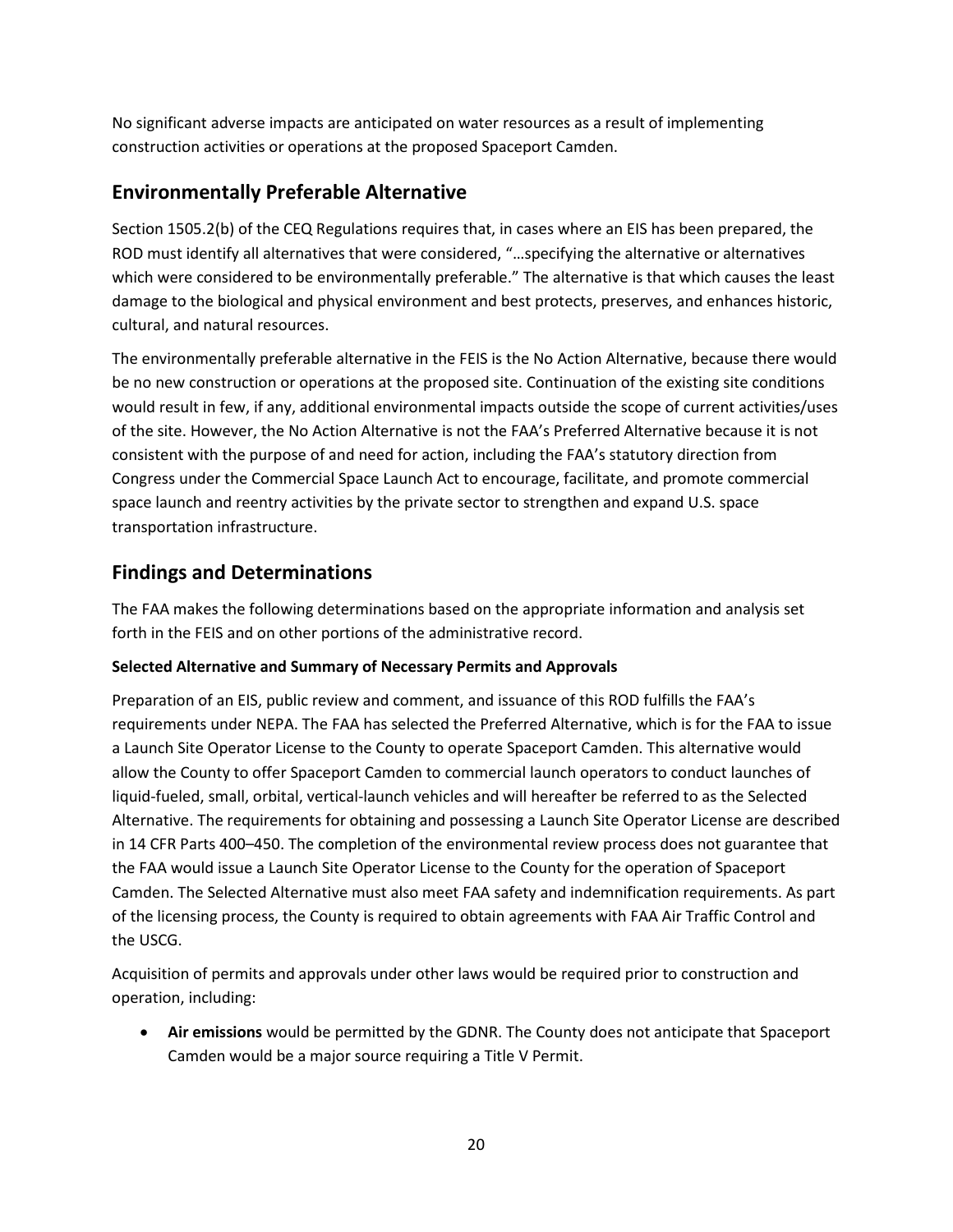No significant adverse impacts are anticipated on water resources as a result of implementing construction activities or operations at the proposed Spaceport Camden.

## Environmentally Preferable Alternative

Section 1505.2(b) of the CEQ Regulations requires that, in cases where an EIS has been prepared, the ROD must identify all alternatives that were considered, "…specifying the alternative or alternatives which were considered to be environmentally preferable." The alternative is that which causes the least damage to the biological and physical environment and best protects, preserves, and enhances historic, cultural, and natural resources.

The environmentally preferable alternative in the FEIS is the No Action Alternative, because there would be no new construction or operations at the proposed site. Continuation of the existing site conditions would result in few, if any, additional environmental impacts outside the scope of current activities/uses of the site. However, the No Action Alternative is not the FAA's Preferred Alternative because it is not consistent with the purpose of and need for action, including the FAA's statutory direction from Congress under the Commercial Space Launch Act to encourage, facilitate, and promote commercial space launch and reentry activities by the private sector to strengthen and expand U.S. space transportation infrastructure.

## Findings and Determinations

The FAA makes the following determinations based on the appropriate information and analysis set forth in the FEIS and on other portions of the administrative record.

**Selected Alternative and Summary of Necessary Permits and Approvals**

Preparation of an EIS, public review and comment, and issuance of this ROD fulfills the FAA's requirements under NEPA. The FAA has selected the Preferred Alternative, which is for the FAA to issue a Launch Site Operator License to the County to operate Spaceport Camden. This alternative would allow the County to offer Spaceport Camden to commercial launch operators to conduct launches of liquid-fueled, small, orbital, vertical-launch vehicles and will hereafter be referred to as the Selected Alternative. The requirements for obtaining and possessing a Launch Site Operator License are described in 14 CFR Parts 400–450. The completion of the environmental review process does not guarantee that the FAA would issue a Launch Site Operator License to the County for the operation of Spaceport Camden. The Selected Alternative must also meet FAA safety and indemnification requirements. As part of the licensing process, the County is required to obtain agreements with FAA Air Traffic Control and the USCG.

Acquisition of permits and approvals under other laws would be required prior to construction and operation, including:

- **Air emissions** would be permitted by the GDNR. The County does not anticipate that Spaceport Camden would be a major source requiring a Title V Permit.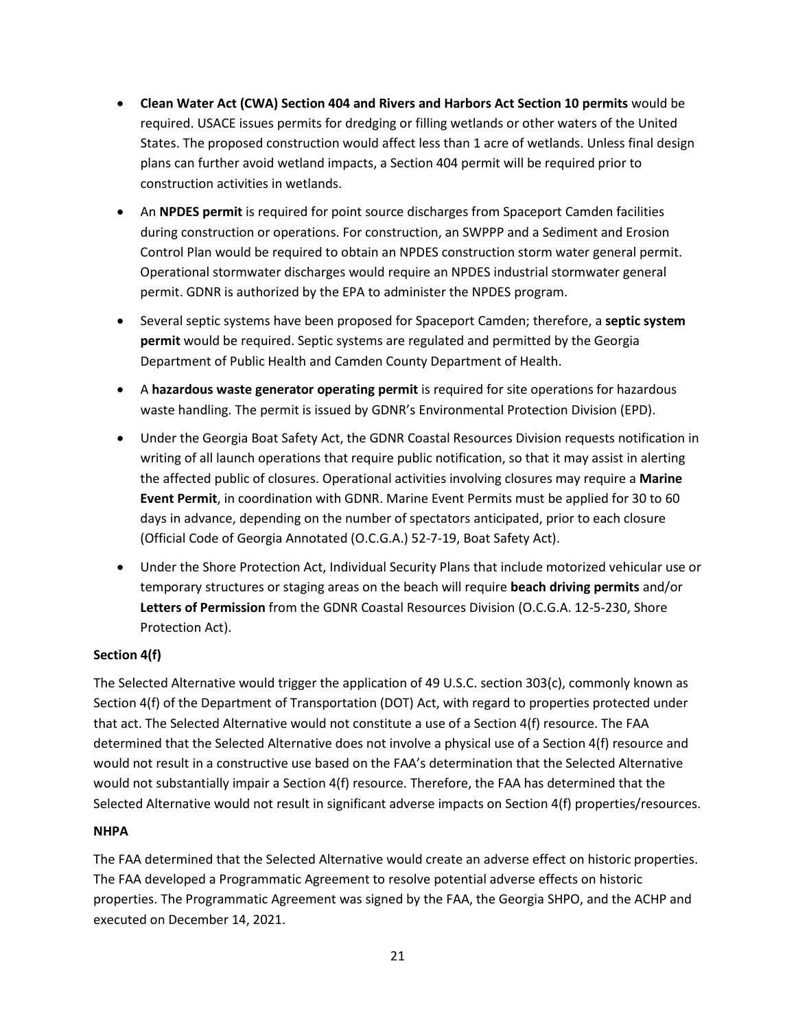- **Clean Water Act (CWA) Section 404 and Rivers and Harbors Act Section 10 permits** would be required. USACE issues permits for dredging or filling wetlands or other waters of the United States. The proposed construction would affect less than 1 acre of wetlands. Unless final design plans can further avoid wetland impacts, a Section 404 permit will be required prior to construction activities in wetlands.
- An **NPDES permit** is required for point source discharges from Spaceport Camden facilities during construction or operations. For construction, an SWPPP and a Sediment and Erosion Control Plan would be required to obtain an NPDES construction storm water general permit. Operational stormwater discharges would require an NPDES industrial stormwater general permit. GDNR is authorized by the EPA to administer the NPDES program.
- Several septic systems have been proposed for Spaceport Camden; therefore, a **septic system permit** would be required. Septic systems are regulated and permitted by the Georgia Department of Public Health and Camden County Department of Health.
- A **hazardous waste generator operating permit** is required for site operations for hazardous waste handling. The permit is issued by GDNR's Environmental Protection Division (EPD).
- Under the Georgia Boat Safety Act, the GDNR Coastal Resources Division requests notification in writing of all launch operations that require public notification, so that it may assist in alerting the affected public of closures. Operational activities involving closures may require a **Marine Event Permit**, in coordination with GDNR. Marine Event Permits must be applied for 30 to 60 days in advance, depending on the number of spectators anticipated, prior to each closure (Official Code of Georgia Annotated (O.C.G.A.) 52-7-19, Boat Safety Act).
- Under the Shore Protection Act, Individual Security Plans that include motorized vehicular use or temporary structures or staging areas on the beach will require **beach driving permits** and/or **Letters of Permission** from the GDNR Coastal Resources Division (O.C.G.A. 12-5-230, Shore Protection Act).

**Section 4(f)**

The Selected Alternative would trigger the application of 49 U.S.C. section 303(c), commonly known as Section 4(f) of the Department of Transportation (DOT) Act, with regard to properties protected under that act. The Selected Alternative would not constitute a use of a Section 4(f) resource. The FAA determined that the Selected Alternative does not involve a physical use of a Section 4(f) resource and would not result in a constructive use based on the FAA's determination that the Selected Alternative would not substantially impair a Section 4(f) resource. Therefore, the FAA has determined that the Selected Alternative would not result in significant adverse impacts on Section 4(f) properties/resources.

**NHPA**

The FAA determined that the Selected Alternative would create an adverse effect on historic properties. The FAA developed a Programmatic Agreement to resolve potential adverse effects on historic properties. The Programmatic Agreement was signed by the FAA, the Georgia SHPO, and the ACHP and executed on December 14, 2021.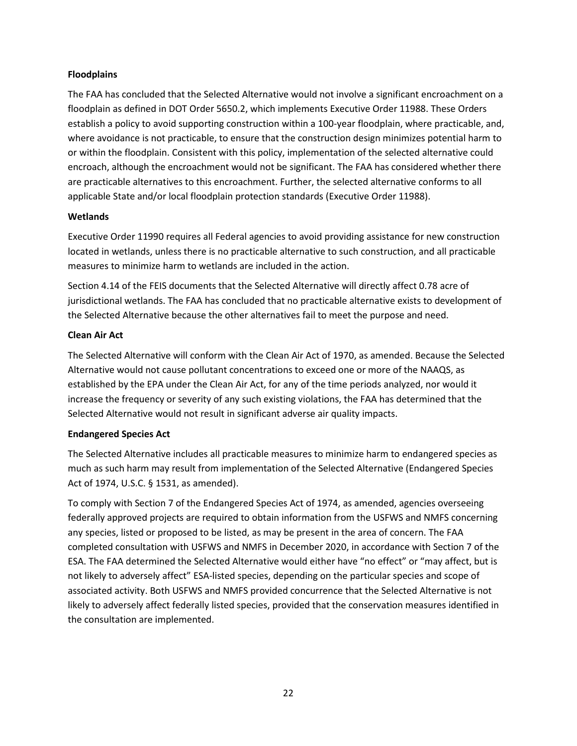**Floodplains**

The FAA has concluded that the Selected Alternative would not involve a significant encroachment on a floodplain as defined in DOT Order 5650.2, which implements Executive Order 11988. These Orders establish a policy to avoid supporting construction within a 100-year floodplain, where practicable, and, where avoidance is not practicable, to ensure that the construction design minimizes potential harm to or within the floodplain. Consistent with this policy, implementation of the selected alternative could encroach, although the encroachment would not be significant. The FAA has considered whether there are practicable alternatives to this encroachment. Further, the selected alternative conforms to all applicable State and/or local floodplain protection standards (Executive Order 11988).

**Wetlands**

Executive Order 11990 requires all Federal agencies to avoid providing assistance for new construction located in wetlands, unless there is no practicable alternative to such construction, and all practicable measures to minimize harm to wetlands are included in the action.

Section 4.14 of the FEIS documents that the Selected Alternative will directly affect 0.78 acre of jurisdictional wetlands. The FAA has concluded that no practicable alternative exists to development of the Selected Alternative because the other alternatives fail to meet the purpose and need.

**Clean Air Act**

The Selected Alternative will conform with the Clean Air Act of 1970, as amended. Because the Selected Alternative would not cause pollutant concentrations to exceed one or more of the NAAQS, as established by the EPA under the Clean Air Act, for any of the time periods analyzed, nor would it increase the frequency or severity of any such existing violations, the FAA has determined that the Selected Alternative would not result in significant adverse air quality impacts.

**Endangered Species Act**

The Selected Alternative includes all practicable measures to minimize harm to endangered species as much as such harm may result from implementation of the Selected Alternative (Endangered Species Act of 1974, U.S.C. § 1531, as amended).

To comply with Section 7 of the Endangered Species Act of 1974, as amended, agencies overseeing federally approved projects are required to obtain information from the USFWS and NMFS concerning any species, listed or proposed to be listed, as may be present in the area of concern. The FAA completed consultation with USFWS and NMFS in December 2020, in accordance with Section 7 of the ESA. The FAA determined the Selected Alternative would either have "no effect" or "may affect, but is not likely to adversely affect" ESA-listed species, depending on the particular species and scope of associated activity. Both USFWS and NMFS provided concurrence that the Selected Alternative is not likely to adversely affect federally listed species, provided that the conservation measures identified in the consultation are implemented.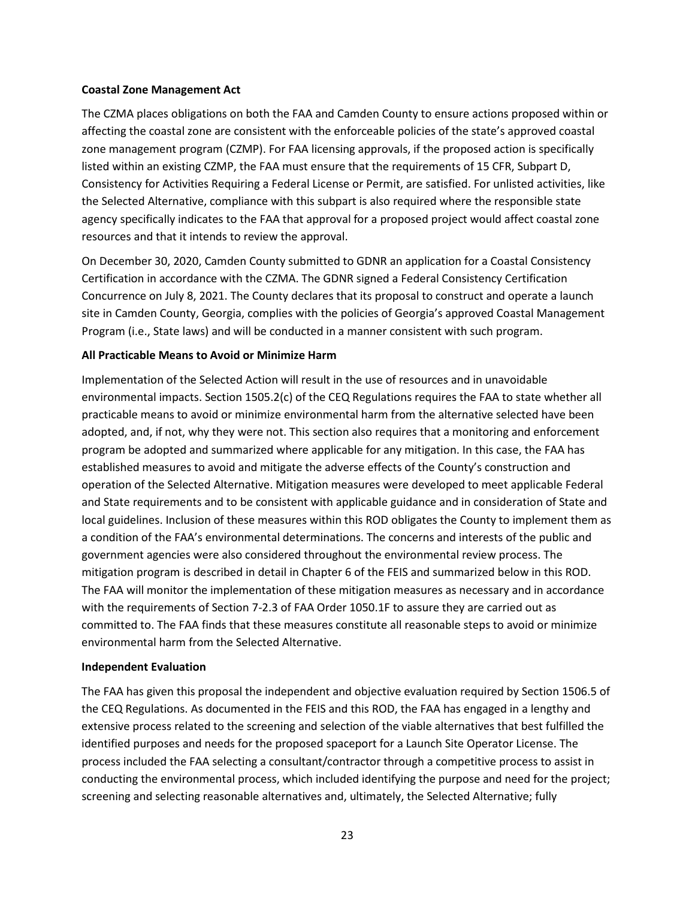**Coastal Zone Management Act**

The CZMA places obligations on both the FAA and Camden County to ensure actions proposed within or affecting the coastal zone are consistent with the enforceable policies of the state's approved coastal zone management program (CZMP). For FAA licensing approvals, if the proposed action is specifically listed within an existing CZMP, the FAA must ensure that the requirements of 15 CFR, Subpart D, Consistency for Activities Requiring a Federal License or Permit, are satisfied. For unlisted activities, like the Selected Alternative, compliance with this subpart is also required where the responsible state agency specifically indicates to the FAA that approval for a proposed project would affect coastal zone resources and that it intends to review the approval.

On December 30, 2020, Camden County submitted to GDNR an application for a Coastal Consistency Certification in accordance with the CZMA. The GDNR signed a Federal Consistency Certification Concurrence on July 8, 2021. The County declares that its proposal to construct and operate a launch site in Camden County, Georgia, complies with the policies of Georgia's approved Coastal Management Program (i.e., State laws) and will be conducted in a manner consistent with such program.

**All Practicable Means to Avoid or Minimize Harm**

Implementation of the Selected Action will result in the use of resources and in unavoidable environmental impacts. Section 1505.2(c) of the CEQ Regulations requires the FAA to state whether all practicable means to avoid or minimize environmental harm from the alternative selected have been adopted, and, if not, why they were not. This section also requires that a monitoring and enforcement program be adopted and summarized where applicable for any mitigation. In this case, the FAA has established measures to avoid and mitigate the adverse effects of the County's construction and operation of the Selected Alternative. Mitigation measures were developed to meet applicable Federal and State requirements and to be consistent with applicable guidance and in consideration of State and local guidelines. Inclusion of these measures within this ROD obligates the County to implement them as a condition of the FAA's environmental determinations. The concerns and interests of the public and government agencies were also considered throughout the environmental review process. The mitigation program is described in detail in Chapter 6 of the FEIS and summarized below in this ROD. The FAA will monitor the implementation of these mitigation measures as necessary and in accordance with the requirements of Section 7-2.3 of FAA Order 1050.1F to assure they are carried out as committed to. The FAA finds that these measures constitute all reasonable steps to avoid or minimize environmental harm from the Selected Alternative.

**Independent Evaluation**

The FAA has given this proposal the independent and objective evaluation required by Section 1506.5 of the CEQ Regulations. As documented in the FEIS and this ROD, the FAA has engaged in a lengthy and extensive process related to the screening and selection of the viable alternatives that best fulfilled the identified purposes and needs for the proposed spaceport for a Launch Site Operator License. The process included the FAA selecting a consultant/contractor through a competitive process to assist in conducting the environmental process, which included identifying the purpose and need for the project; screening and selecting reasonable alternatives and, ultimately, the Selected Alternative; fully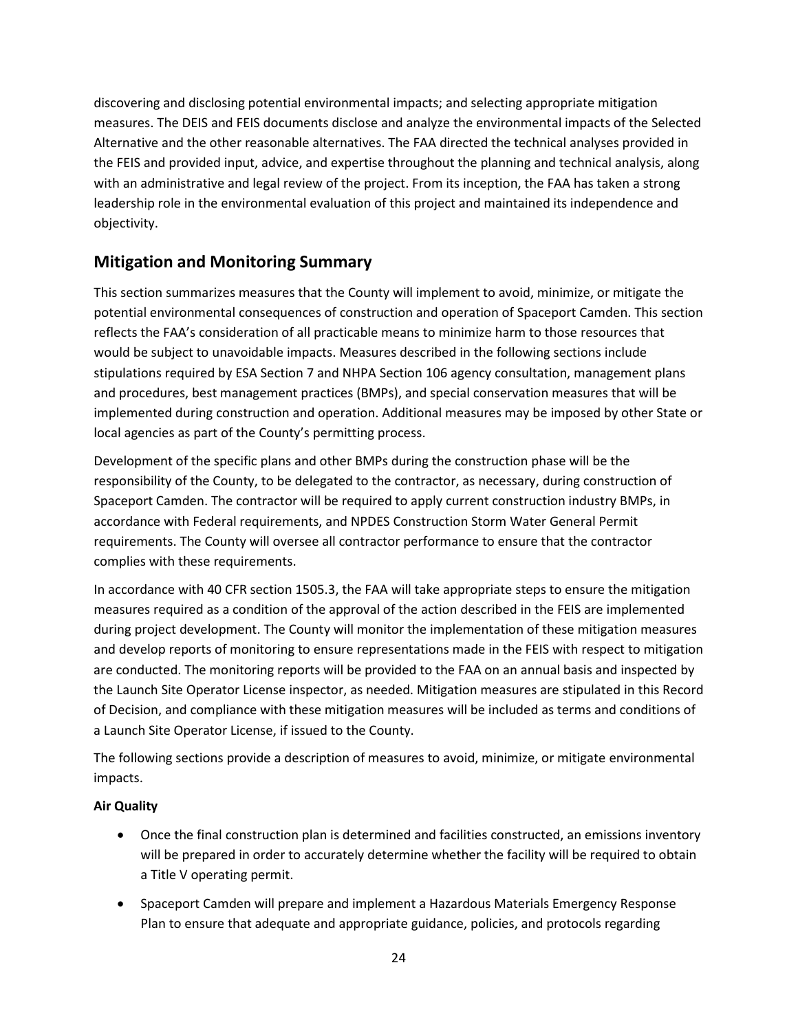discovering and disclosing potential environmental impacts; and selecting appropriate mitigation measures. The DEIS and FEIS documents disclose and analyze the environmental impacts of the Selected Alternative and the other reasonable alternatives. The FAA directed the technical analyses provided in the FEIS and provided input, advice, and expertise throughout the planning and technical analysis, along with an administrative and legal review of the project. From its inception, the FAA has taken a strong leadership role in the environmental evaluation of this project and maintained its independence and objectivity.

## Mitigation and Monitoring Summary

This section summarizes measures that the County will implement to avoid, minimize, or mitigate the potential environmental consequences of construction and operation of Spaceport Camden. This section reflects the FAA's consideration of all practicable means to minimize harm to those resources that would be subject to unavoidable impacts. Measures described in the following sections include stipulations required by ESA Section 7 and NHPA Section 106 agency consultation, management plans and procedures, best management practices (BMPs), and special conservation measures that will be implemented during construction and operation. Additional measures may be imposed by other State or local agencies as part of the County's permitting process.

Development of the specific plans and other BMPs during the construction phase will be the responsibility of the County, to be delegated to the contractor, as necessary, during construction of Spaceport Camden. The contractor will be required to apply current construction industry BMPs, in accordance with Federal requirements, and NPDES Construction Storm Water General Permit requirements. The County will oversee all contractor performance to ensure that the contractor complies with these requirements.

In accordance with 40 CFR section 1505.3, the FAA will take appropriate steps to ensure the mitigation measures required as a condition of the approval of the action described in the FEIS are implemented during project development. The County will monitor the implementation of these mitigation measures and develop reports of monitoring to ensure representations made in the FEIS with respect to mitigation are conducted. The monitoring reports will be provided to the FAA on an annual basis and inspected by the Launch Site Operator License inspector, as needed. Mitigation measures are stipulated in this Record of Decision, and compliance with these mitigation measures will be included as terms and conditions of a Launch Site Operator License, if issued to the County.

The following sections provide a description of measures to avoid, minimize, or mitigate environmental impacts.

**Air Quality**

- Once the final construction plan is determined and facilities constructed, an emissions inventory will be prepared in order to accurately determine whether the facility will be required to obtain a Title V operating permit.
- Spaceport Camden will prepare and implement a Hazardous Materials Emergency Response Plan to ensure that adequate and appropriate guidance, policies, and protocols regarding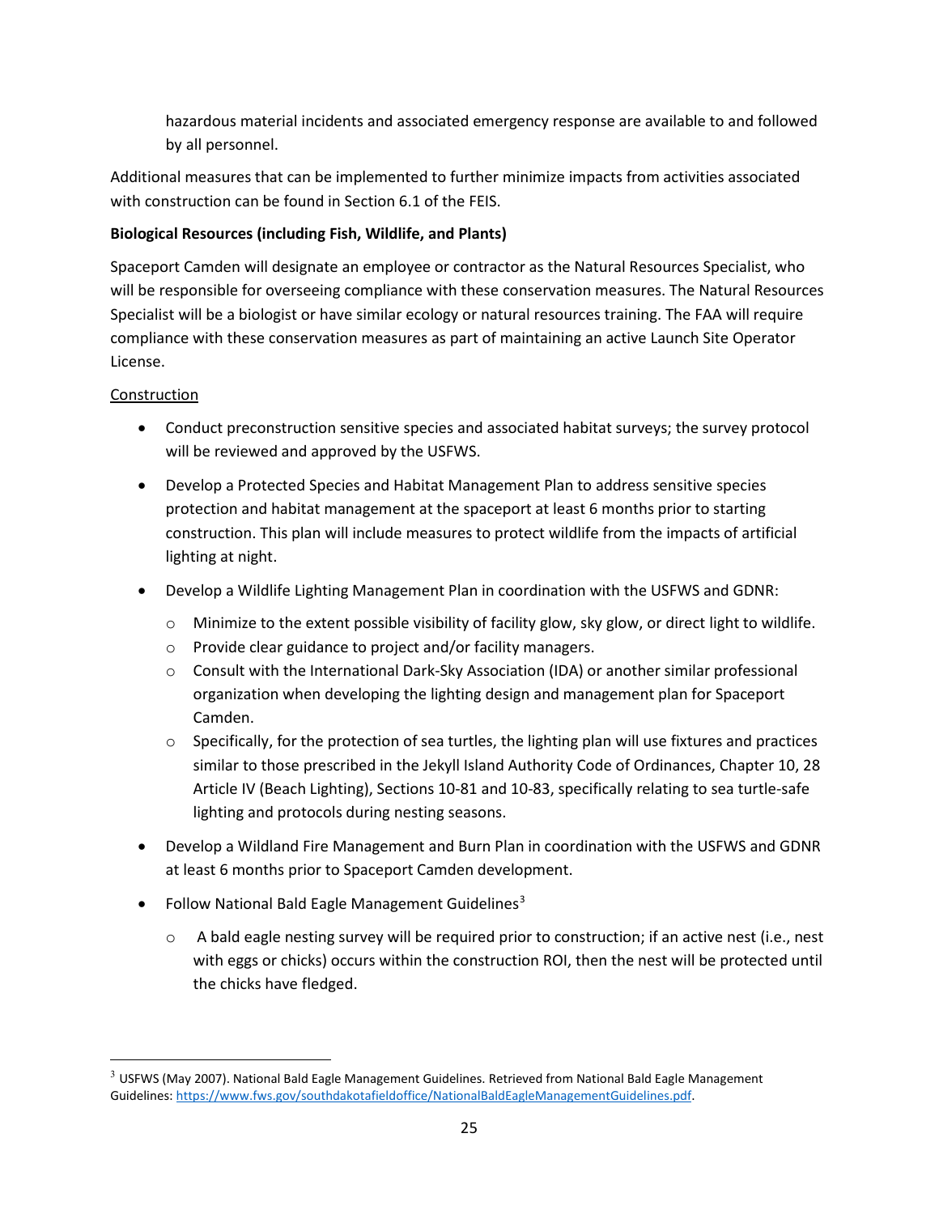hazardous material incidents and associated emergency response are available to and followed by all personnel.

Additional measures that can be implemented to further minimize impacts from activities associated with construction can be found in Section 6.1 of the FEIS.

**Biological Resources (including Fish, Wildlife, and Plants)**

Spaceport Camden will designate an employee or contractor as the Natural Resources Specialist, who will be responsible for overseeing compliance with these conservation measures. The Natural Resources Specialist will be a biologist or have similar ecology or natural resources training. The FAA will require compliance with these conservation measures as part of maintaining an active Launch Site Operator License.

Construction

- Conduct preconstruction sensitive species and associated habitat surveys; the survey protocol will be reviewed and approved by the USFWS.
- Develop a Protected Species and Habitat Management Plan to address sensitive species protection and habitat management at the spaceport at least 6 months prior to starting construction. This plan will include measures to protect wildlife from the impacts of artificial lighting at night.
- Develop a Wildlife Lighting Management Plan in coordination with the USFWS and GDNR:
  - Minimize to the extent possible visibility of facility glow, sky glow, or direct light to wildlife.
  - Provide clear guidance to project and/or facility managers.
  - Consult with the International Dark-Sky Association (IDA) or another similar professional organization when developing the lighting design and management plan for Spaceport Camden.
  - Specifically, for the protection of sea turtles, the lighting plan will use fixtures and practices similar to those prescribed in the Jekyll Island Authority Code of Ordinances, Chapter 10, 28 Article IV (Beach Lighting), Sections 10-81 and 10-83, specifically relating to sea turtle-safe lighting and protocols during nesting seasons.
- Develop a Wildland Fire Management and Burn Plan in coordination with the USFWS and GDNR at least 6 months prior to Spaceport Camden development.
- Follow National Bald Eagle Management Guidelines[3]
  - A bald eagle nesting survey will be required prior to construction; if an active nest (i.e., nest with eggs or chicks) occurs within the construction ROI, then the nest will be protected until the chicks have fledged.

[3] USFWS (May 2007). National Bald Eagle Management Guidelines. Retrieved from National Bald Eagle Management Guidelines: https://www.fws.gov/southdakotafieldoffice/NationalBaldEagleManagementGuidelines.pdf.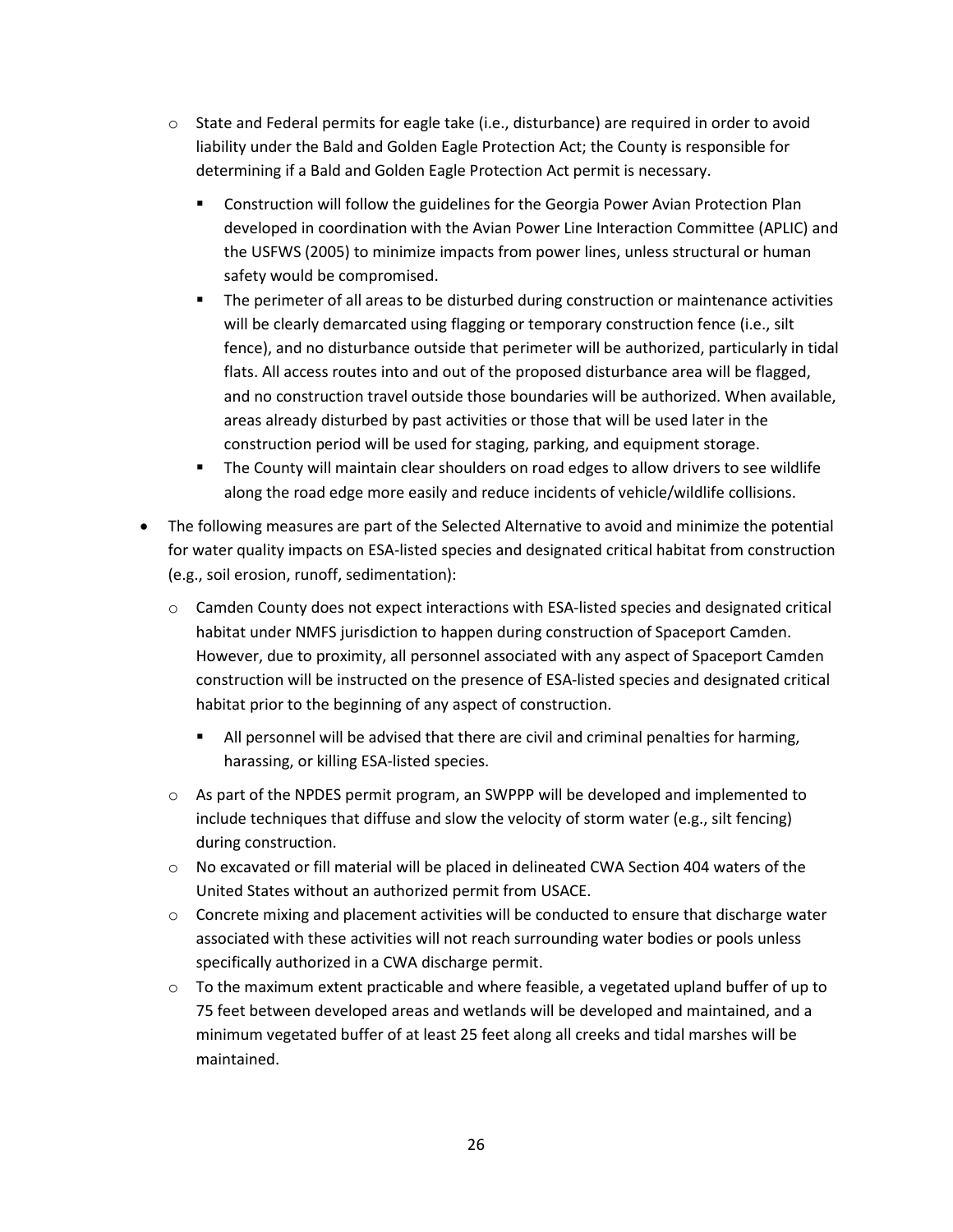- State and Federal permits for eagle take (i.e., disturbance) are required in order to avoid liability under the Bald and Golden Eagle Protection Act; the County is responsible for determining if a Bald and Golden Eagle Protection Act permit is necessary.
    - Construction will follow the guidelines for the Georgia Power Avian Protection Plan developed in coordination with the Avian Power Line Interaction Committee (APLIC) and the USFWS (2005) to minimize impacts from power lines, unless structural or human safety would be compromised.
    - The perimeter of all areas to be disturbed during construction or maintenance activities will be clearly demarcated using flagging or temporary construction fence (i.e., silt fence), and no disturbance outside that perimeter will be authorized, particularly in tidal flats. All access routes into and out of the proposed disturbance area will be flagged, and no construction travel outside those boundaries will be authorized. When available, areas already disturbed by past activities or those that will be used later in the construction period will be used for staging, parking, and equipment storage.
    - The County will maintain clear shoulders on road edges to allow drivers to see wildlife along the road edge more easily and reduce incidents of vehicle/wildlife collisions.

- The following measures are part of the Selected Alternative to avoid and minimize the potential for water quality impacts on ESA-listed species and designated critical habitat from construction (e.g., soil erosion, runoff, sedimentation):
  - Camden County does not expect interactions with ESA-listed species and designated critical habitat under NMFS jurisdiction to happen during construction of Spaceport Camden. However, due to proximity, all personnel associated with any aspect of Spaceport Camden construction will be instructed on the presence of ESA-listed species and designated critical habitat prior to the beginning of any aspect of construction.
    - All personnel will be advised that there are civil and criminal penalties for harming, harassing, or killing ESA-listed species.
  - As part of the NPDES permit program, an SWPPP will be developed and implemented to include techniques that diffuse and slow the velocity of storm water (e.g., silt fencing) during construction.
  - No excavated or fill material will be placed in delineated CWA Section 404 waters of the United States without an authorized permit from USACE.
  - Concrete mixing and placement activities will be conducted to ensure that discharge water associated with these activities will not reach surrounding water bodies or pools unless specifically authorized in a CWA discharge permit.
  - To the maximum extent practicable and where feasible, a vegetated upland buffer of up to 75 feet between developed areas and wetlands will be developed and maintained, and a minimum vegetated buffer of at least 25 feet along all creeks and tidal marshes will be maintained.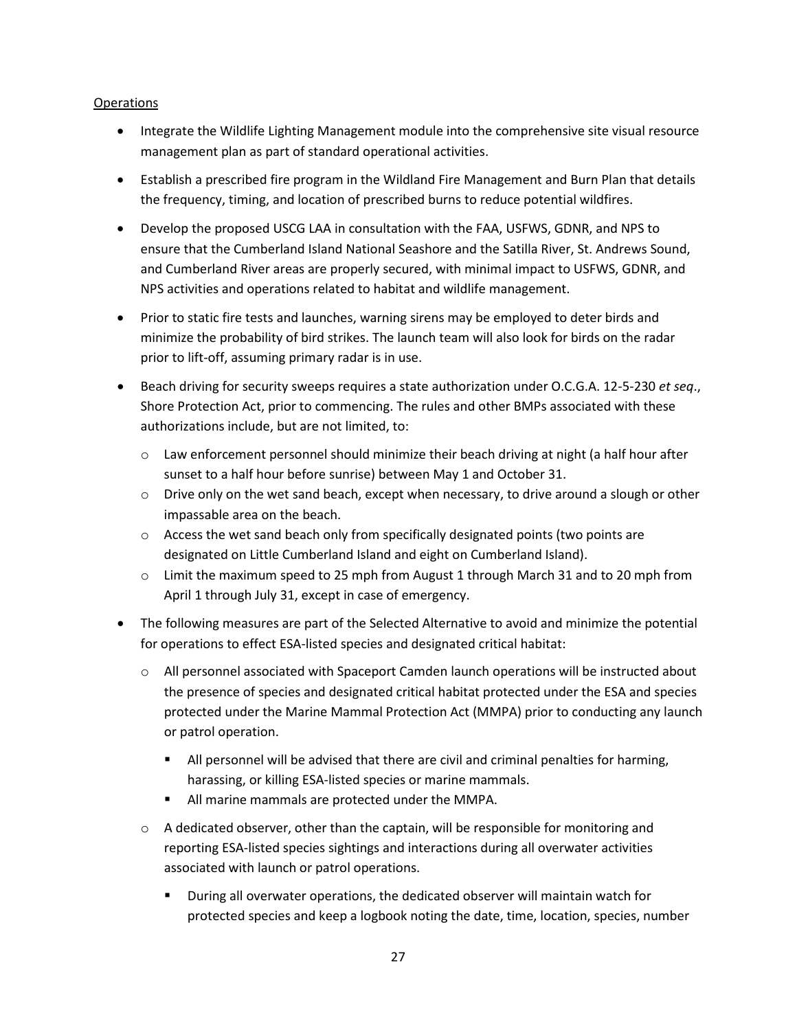Operations

- Integrate the Wildlife Lighting Management module into the comprehensive site visual resource management plan as part of standard operational activities.
- Establish a prescribed fire program in the Wildland Fire Management and Burn Plan that details the frequency, timing, and location of prescribed burns to reduce potential wildfires.
- Develop the proposed USCG LAA in consultation with the FAA, USFWS, GDNR, and NPS to ensure that the Cumberland Island National Seashore and the Satilla River, St. Andrews Sound, and Cumberland River areas are properly secured, with minimal impact to USFWS, GDNR, and NPS activities and operations related to habitat and wildlife management.
- Prior to static fire tests and launches, warning sirens may be employed to deter birds and minimize the probability of bird strikes. The launch team will also look for birds on the radar prior to lift-off, assuming primary radar is in use.
- Beach driving for security sweeps requires a state authorization under O.C.G.A. 12-5-230 *et seq*., Shore Protection Act, prior to commencing. The rules and other BMPs associated with these authorizations include, but are not limited, to:
    - Law enforcement personnel should minimize their beach driving at night (a half hour after sunset to a half hour before sunrise) between May 1 and October 31.
    - Drive only on the wet sand beach, except when necessary, to drive around a slough or other impassable area on the beach.
    - Access the wet sand beach only from specifically designated points (two points are designated on Little Cumberland Island and eight on Cumberland Island).
    - Limit the maximum speed to 25 mph from August 1 through March 31 and to 20 mph from April 1 through July 31, except in case of emergency.
- The following measures are part of the Selected Alternative to avoid and minimize the potential for operations to effect ESA-listed species and designated critical habitat:
    - All personnel associated with Spaceport Camden launch operations will be instructed about the presence of species and designated critical habitat protected under the ESA and species protected under the Marine Mammal Protection Act (MMPA) prior to conducting any launch or patrol operation.
        - All personnel will be advised that there are civil and criminal penalties for harming, harassing, or killing ESA-listed species or marine mammals.
        - All marine mammals are protected under the MMPA.
    - A dedicated observer, other than the captain, will be responsible for monitoring and reporting ESA-listed species sightings and interactions during all overwater activities associated with launch or patrol operations.
        - During all overwater operations, the dedicated observer will maintain watch for protected species and keep a logbook noting the date, time, location, species, number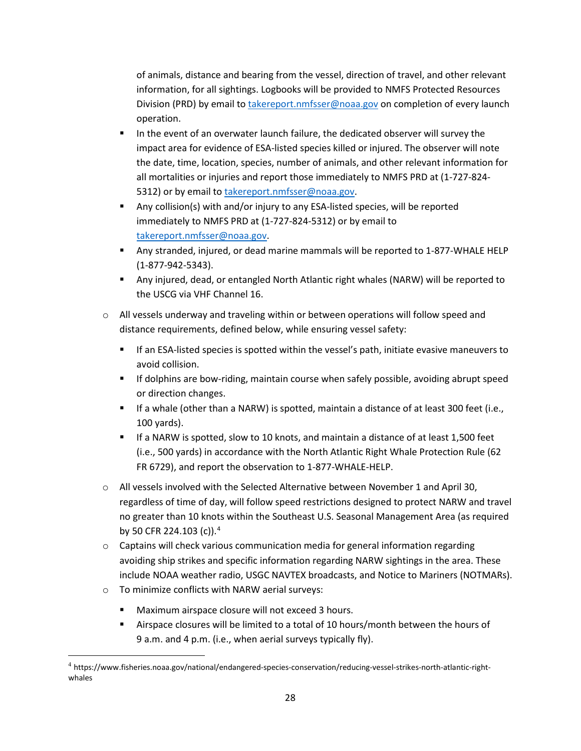of animals, distance and bearing from the vessel, direction of travel, and other relevant information, for all sightings. Logbooks will be provided to NMFS Protected Resources Division (PRD) by email to takereport.nmfsser@noaa.gov on completion of every launch operation.

    - In the event of an overwater launch failure, the dedicated observer will survey the impact area for evidence of ESA-listed species killed or injured. The observer will note the date, time, location, species, number of animals, and other relevant information for all mortalities or injuries and report those immediately to NMFS PRD at (1-727-824-5312) or by email to takereport.nmfsser@noaa.gov.
    - Any collision(s) with and/or injury to any ESA-listed species, will be reported immediately to NMFS PRD at (1-727-824-5312) or by email to takereport.nmfsser@noaa.gov.
    - Any stranded, injured, or dead marine mammals will be reported to 1-877-WHALE HELP (1-877-942-5343).
    - Any injured, dead, or entangled North Atlantic right whales (NARW) will be reported to the USCG via VHF Channel 16.

- All vessels underway and traveling within or between operations will follow speed and distance requirements, defined below, while ensuring vessel safety:
    - If an ESA-listed species is spotted within the vessel's path, initiate evasive maneuvers to avoid collision.
    - If dolphins are bow-riding, maintain course when safely possible, avoiding abrupt speed or direction changes.
    - If a whale (other than a NARW) is spotted, maintain a distance of at least 300 feet (i.e., 100 yards).
    - If a NARW is spotted, slow to 10 knots, and maintain a distance of at least 1,500 feet (i.e., 500 yards) in accordance with the North Atlantic Right Whale Protection Rule (62 FR 6729), and report the observation to 1-877-WHALE-HELP.
- All vessels involved with the Selected Alternative between November 1 and April 30, regardless of time of day, will follow speed restrictions designed to protect NARW and travel no greater than 10 knots within the Southeast U.S. Seasonal Management Area (as required by 50 CFR 224.103 (c)).[4]
- Captains will check various communication media for general information regarding avoiding ship strikes and specific information regarding NARW sightings in the area. These include NOAA weather radio, USGC NAVTEX broadcasts, and Notice to Mariners (NOTMARs).
- To minimize conflicts with NARW aerial surveys:
    - Maximum airspace closure will not exceed 3 hours.
    - Airspace closures will be limited to a total of 10 hours/month between the hours of 9 a.m. and 4 p.m. (i.e., when aerial surveys typically fly).

---

[4] https://www.fisheries.noaa.gov/national/endangered-species-conservation/reducing-vessel-strikes-north-atlantic-right-whales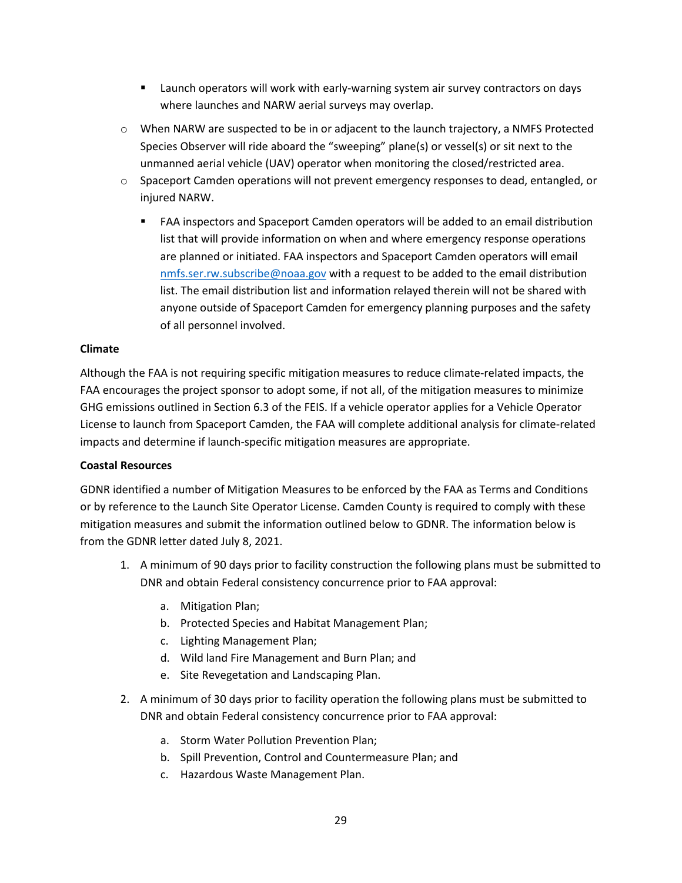- Launch operators will work with early-warning system air survey contractors on days where launches and NARW aerial surveys may overlap.
  - When NARW are suspected to be in or adjacent to the launch trajectory, a NMFS Protected Species Observer will ride aboard the "sweeping" plane(s) or vessel(s) or sit next to the unmanned aerial vehicle (UAV) operator when monitoring the closed/restricted area.
  - Spaceport Camden operations will not prevent emergency responses to dead, entangled, or injured NARW.
      - FAA inspectors and Spaceport Camden operators will be added to an email distribution list that will provide information on when and where emergency response operations are planned or initiated. FAA inspectors and Spaceport Camden operators will email nmfs.ser.rw.subscribe@noaa.gov with a request to be added to the email distribution list. The email distribution list and information relayed therein will not be shared with anyone outside of Spaceport Camden for emergency planning purposes and the safety of all personnel involved.

**Climate**

Although the FAA is not requiring specific mitigation measures to reduce climate-related impacts, the FAA encourages the project sponsor to adopt some, if not all, of the mitigation measures to minimize GHG emissions outlined in Section 6.3 of the FEIS. If a vehicle operator applies for a Vehicle Operator License to launch from Spaceport Camden, the FAA will complete additional analysis for climate-related impacts and determine if launch-specific mitigation measures are appropriate.

**Coastal Resources**

GDNR identified a number of Mitigation Measures to be enforced by the FAA as Terms and Conditions or by reference to the Launch Site Operator License. Camden County is required to comply with these mitigation measures and submit the information outlined below to GDNR. The information below is from the GDNR letter dated July 8, 2021.

1. A minimum of 90 days prior to facility construction the following plans must be submitted to DNR and obtain Federal consistency concurrence prior to FAA approval:
    a. Mitigation Plan;
    b. Protected Species and Habitat Management Plan;
    c. Lighting Management Plan;
    d. Wild land Fire Management and Burn Plan; and
    e. Site Revegetation and Landscaping Plan.
2. A minimum of 30 days prior to facility operation the following plans must be submitted to DNR and obtain Federal consistency concurrence prior to FAA approval:
    a. Storm Water Pollution Prevention Plan;
    b. Spill Prevention, Control and Countermeasure Plan; and
    c. Hazardous Waste Management Plan.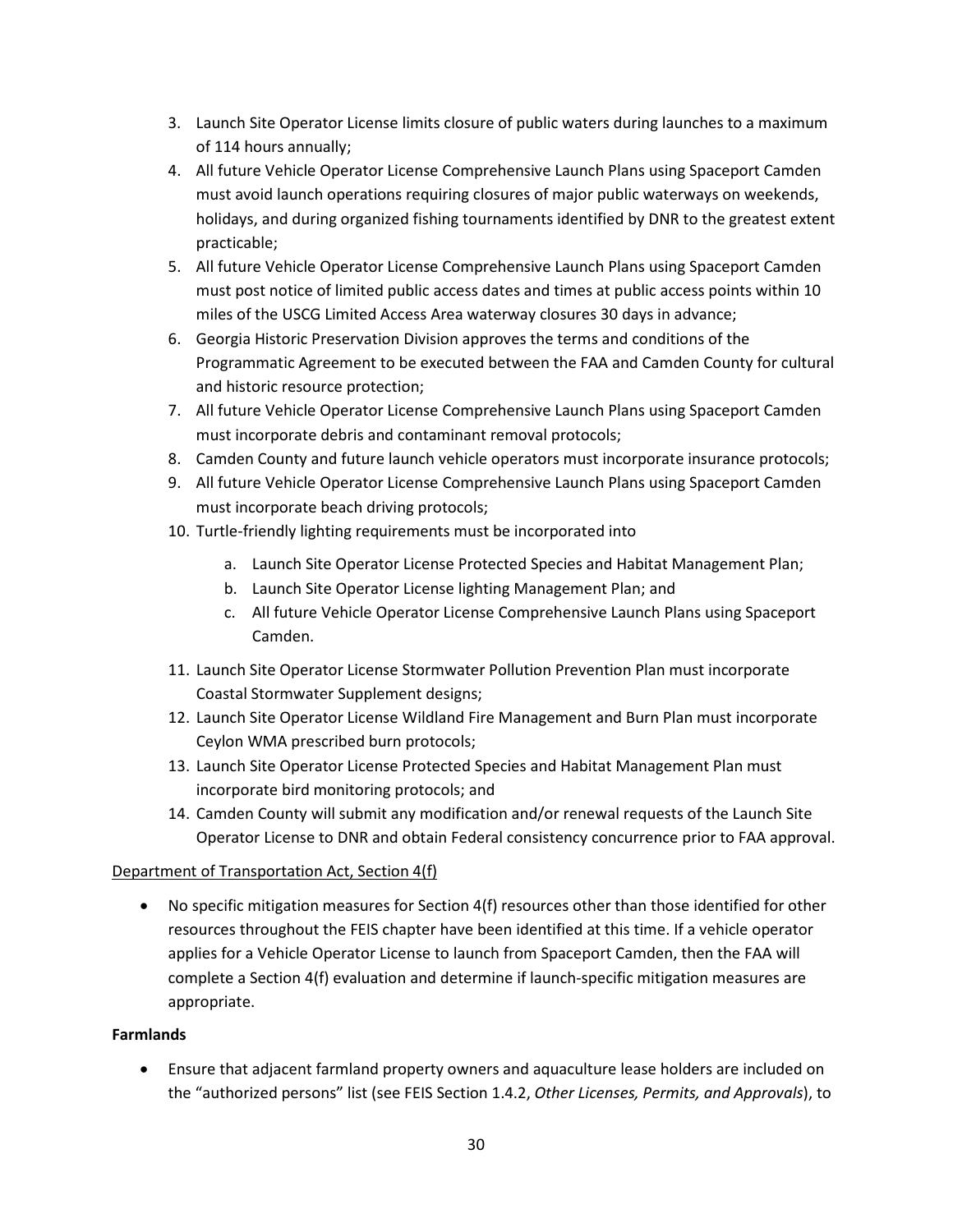3. Launch Site Operator License limits closure of public waters during launches to a maximum of 114 hours annually;
4. All future Vehicle Operator License Comprehensive Launch Plans using Spaceport Camden must avoid launch operations requiring closures of major public waterways on weekends, holidays, and during organized fishing tournaments identified by DNR to the greatest extent practicable;
5. All future Vehicle Operator License Comprehensive Launch Plans using Spaceport Camden must post notice of limited public access dates and times at public access points within 10 miles of the USCG Limited Access Area waterway closures 30 days in advance;
6. Georgia Historic Preservation Division approves the terms and conditions of the Programmatic Agreement to be executed between the FAA and Camden County for cultural and historic resource protection;
7. All future Vehicle Operator License Comprehensive Launch Plans using Spaceport Camden must incorporate debris and contaminant removal protocols;
8. Camden County and future launch vehicle operators must incorporate insurance protocols;
9. All future Vehicle Operator License Comprehensive Launch Plans using Spaceport Camden must incorporate beach driving protocols;
10. Turtle-friendly lighting requirements must be incorporated into
    a. Launch Site Operator License Protected Species and Habitat Management Plan;
    b. Launch Site Operator License lighting Management Plan; and
    c. All future Vehicle Operator License Comprehensive Launch Plans using Spaceport Camden.
11. Launch Site Operator License Stormwater Pollution Prevention Plan must incorporate Coastal Stormwater Supplement designs;
12. Launch Site Operator License Wildland Fire Management and Burn Plan must incorporate Ceylon WMA prescribed burn protocols;
13. Launch Site Operator License Protected Species and Habitat Management Plan must incorporate bird monitoring protocols; and
14. Camden County will submit any modification and/or renewal requests of the Launch Site Operator License to DNR and obtain Federal consistency concurrence prior to FAA approval.

Department of Transportation Act, Section 4(f)

- No specific mitigation measures for Section 4(f) resources other than those identified for other resources throughout the FEIS chapter have been identified at this time. If a vehicle operator applies for a Vehicle Operator License to launch from Spaceport Camden, then the FAA will complete a Section 4(f) evaluation and determine if launch-specific mitigation measures are appropriate.

**Farmlands**

- Ensure that adjacent farmland property owners and aquaculture lease holders are included on the "authorized persons" list (see FEIS Section 1.4.2, *Other Licenses, Permits, and Approvals*), to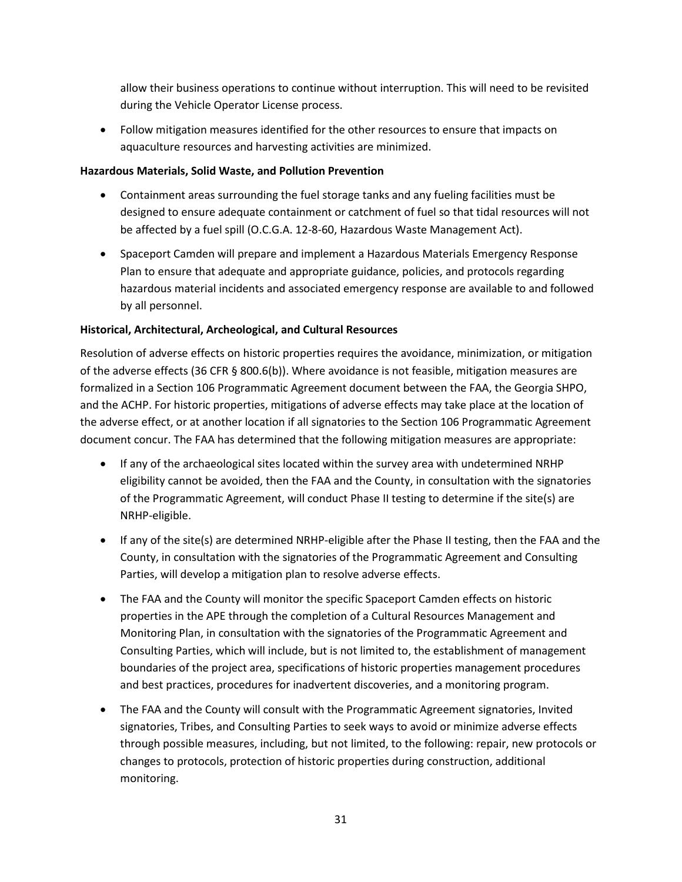allow their business operations to continue without interruption. This will need to be revisited during the Vehicle Operator License process.

- Follow mitigation measures identified for the other resources to ensure that impacts on aquaculture resources and harvesting activities are minimized.

**Hazardous Materials, Solid Waste, and Pollution Prevention**

- Containment areas surrounding the fuel storage tanks and any fueling facilities must be designed to ensure adequate containment or catchment of fuel so that tidal resources will not be affected by a fuel spill (O.C.G.A. 12-8-60, Hazardous Waste Management Act).
- Spaceport Camden will prepare and implement a Hazardous Materials Emergency Response Plan to ensure that adequate and appropriate guidance, policies, and protocols regarding hazardous material incidents and associated emergency response are available to and followed by all personnel.

**Historical, Architectural, Archeological, and Cultural Resources**

Resolution of adverse effects on historic properties requires the avoidance, minimization, or mitigation of the adverse effects (36 CFR § 800.6(b)). Where avoidance is not feasible, mitigation measures are formalized in a Section 106 Programmatic Agreement document between the FAA, the Georgia SHPO, and the ACHP. For historic properties, mitigations of adverse effects may take place at the location of the adverse effect, or at another location if all signatories to the Section 106 Programmatic Agreement document concur. The FAA has determined that the following mitigation measures are appropriate:

- If any of the archaeological sites located within the survey area with undetermined NRHP eligibility cannot be avoided, then the FAA and the County, in consultation with the signatories of the Programmatic Agreement, will conduct Phase II testing to determine if the site(s) are NRHP-eligible.
- If any of the site(s) are determined NRHP-eligible after the Phase II testing, then the FAA and the County, in consultation with the signatories of the Programmatic Agreement and Consulting Parties, will develop a mitigation plan to resolve adverse effects.
- The FAA and the County will monitor the specific Spaceport Camden effects on historic properties in the APE through the completion of a Cultural Resources Management and Monitoring Plan, in consultation with the signatories of the Programmatic Agreement and Consulting Parties, which will include, but is not limited to, the establishment of management boundaries of the project area, specifications of historic properties management procedures and best practices, procedures for inadvertent discoveries, and a monitoring program.
- The FAA and the County will consult with the Programmatic Agreement signatories, Invited signatories, Tribes, and Consulting Parties to seek ways to avoid or minimize adverse effects through possible measures, including, but not limited, to the following: repair, new protocols or changes to protocols, protection of historic properties during construction, additional monitoring.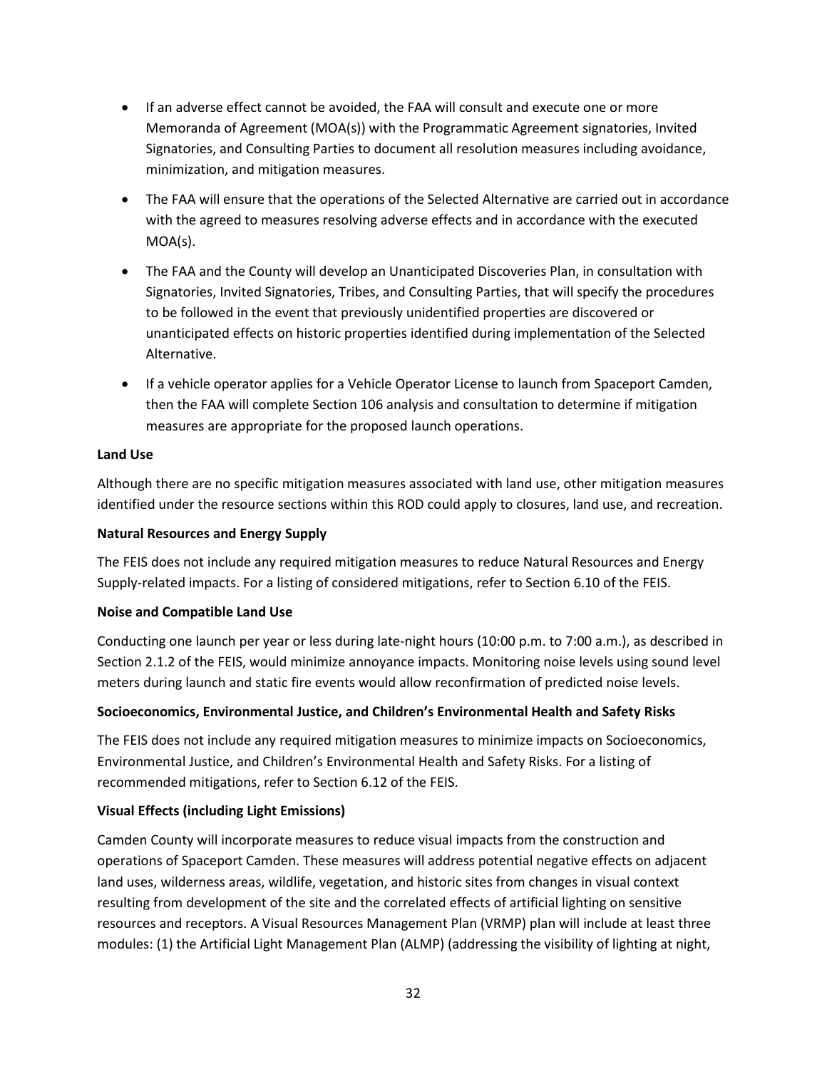- If an adverse effect cannot be avoided, the FAA will consult and execute one or more Memoranda of Agreement (MOA(s)) with the Programmatic Agreement signatories, Invited Signatories, and Consulting Parties to document all resolution measures including avoidance, minimization, and mitigation measures.
- The FAA will ensure that the operations of the Selected Alternative are carried out in accordance with the agreed to measures resolving adverse effects and in accordance with the executed MOA(s).
- The FAA and the County will develop an Unanticipated Discoveries Plan, in consultation with Signatories, Invited Signatories, Tribes, and Consulting Parties, that will specify the procedures to be followed in the event that previously unidentified properties are discovered or unanticipated effects on historic properties identified during implementation of the Selected Alternative.
- If a vehicle operator applies for a Vehicle Operator License to launch from Spaceport Camden, then the FAA will complete Section 106 analysis and consultation to determine if mitigation measures are appropriate for the proposed launch operations.

**Land Use**

Although there are no specific mitigation measures associated with land use, other mitigation measures identified under the resource sections within this ROD could apply to closures, land use, and recreation.

**Natural Resources and Energy Supply**

The FEIS does not include any required mitigation measures to reduce Natural Resources and Energy Supply-related impacts. For a listing of considered mitigations, refer to Section 6.10 of the FEIS.

**Noise and Compatible Land Use**

Conducting one launch per year or less during late-night hours (10:00 p.m. to 7:00 a.m.), as described in Section 2.1.2 of the FEIS, would minimize annoyance impacts. Monitoring noise levels using sound level meters during launch and static fire events would allow reconfirmation of predicted noise levels.

**Socioeconomics, Environmental Justice, and Children's Environmental Health and Safety Risks**

The FEIS does not include any required mitigation measures to minimize impacts on Socioeconomics, Environmental Justice, and Children's Environmental Health and Safety Risks. For a listing of recommended mitigations, refer to Section 6.12 of the FEIS.

**Visual Effects (including Light Emissions)**

Camden County will incorporate measures to reduce visual impacts from the construction and operations of Spaceport Camden. These measures will address potential negative effects on adjacent land uses, wilderness areas, wildlife, vegetation, and historic sites from changes in visual context resulting from development of the site and the correlated effects of artificial lighting on sensitive resources and receptors. A Visual Resources Management Plan (VRMP) plan will include at least three modules: (1) the Artificial Light Management Plan (ALMP) (addressing the visibility of lighting at night,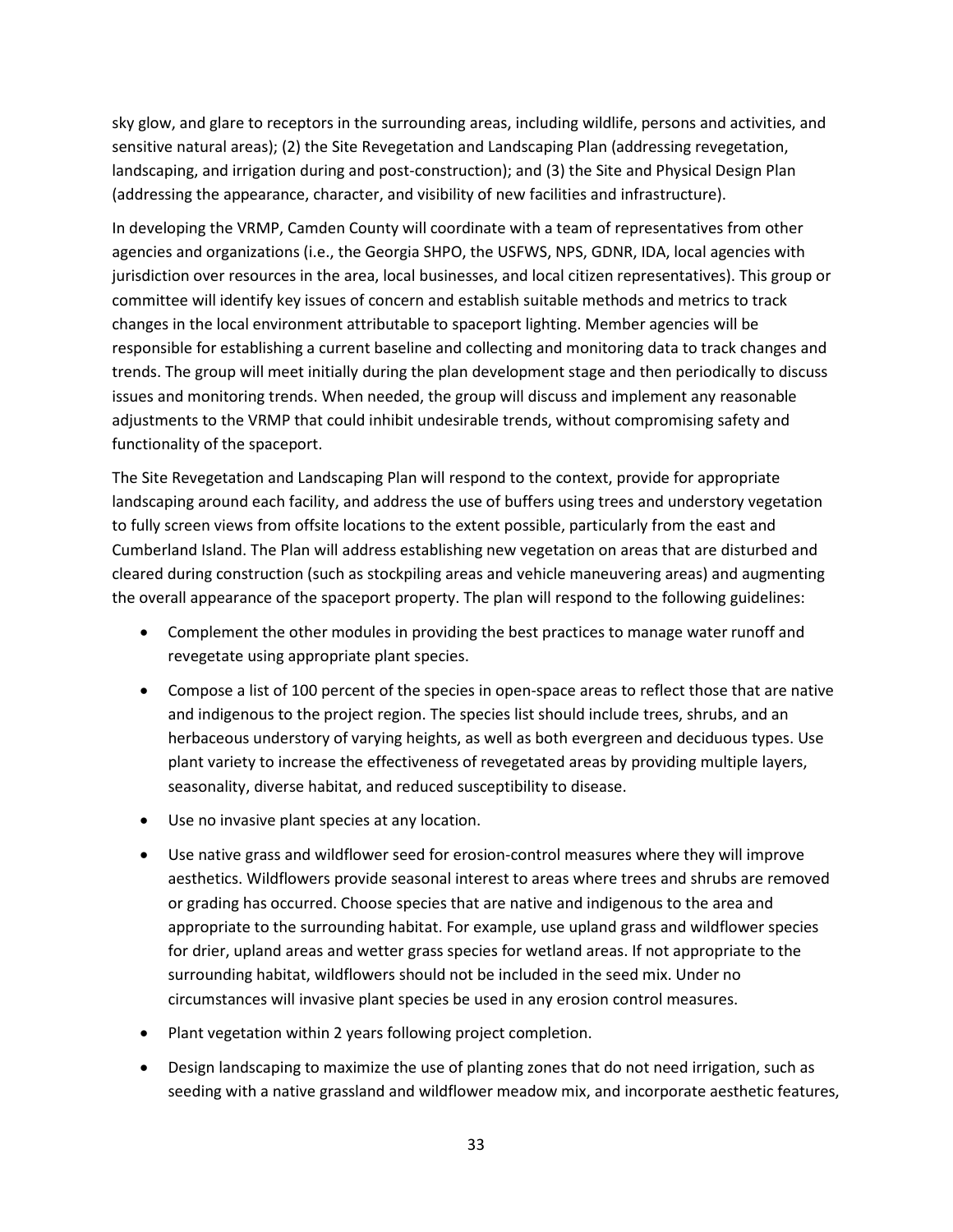sky glow, and glare to receptors in the surrounding areas, including wildlife, persons and activities, and sensitive natural areas); (2) the Site Revegetation and Landscaping Plan (addressing revegetation, landscaping, and irrigation during and post-construction); and (3) the Site and Physical Design Plan (addressing the appearance, character, and visibility of new facilities and infrastructure).

In developing the VRMP, Camden County will coordinate with a team of representatives from other agencies and organizations (i.e., the Georgia SHPO, the USFWS, NPS, GDNR, IDA, local agencies with jurisdiction over resources in the area, local businesses, and local citizen representatives). This group or committee will identify key issues of concern and establish suitable methods and metrics to track changes in the local environment attributable to spaceport lighting. Member agencies will be responsible for establishing a current baseline and collecting and monitoring data to track changes and trends. The group will meet initially during the plan development stage and then periodically to discuss issues and monitoring trends. When needed, the group will discuss and implement any reasonable adjustments to the VRMP that could inhibit undesirable trends, without compromising safety and functionality of the spaceport.

The Site Revegetation and Landscaping Plan will respond to the context, provide for appropriate landscaping around each facility, and address the use of buffers using trees and understory vegetation to fully screen views from offsite locations to the extent possible, particularly from the east and Cumberland Island. The Plan will address establishing new vegetation on areas that are disturbed and cleared during construction (such as stockpiling areas and vehicle maneuvering areas) and augmenting the overall appearance of the spaceport property. The plan will respond to the following guidelines:

- Complement the other modules in providing the best practices to manage water runoff and revegetate using appropriate plant species.
- Compose a list of 100 percent of the species in open-space areas to reflect those that are native and indigenous to the project region. The species list should include trees, shrubs, and an herbaceous understory of varying heights, as well as both evergreen and deciduous types. Use plant variety to increase the effectiveness of revegetated areas by providing multiple layers, seasonality, diverse habitat, and reduced susceptibility to disease.
- Use no invasive plant species at any location.
- Use native grass and wildflower seed for erosion-control measures where they will improve aesthetics. Wildflowers provide seasonal interest to areas where trees and shrubs are removed or grading has occurred. Choose species that are native and indigenous to the area and appropriate to the surrounding habitat. For example, use upland grass and wildflower species for drier, upland areas and wetter grass species for wetland areas. If not appropriate to the surrounding habitat, wildflowers should not be included in the seed mix. Under no circumstances will invasive plant species be used in any erosion control measures.
- Plant vegetation within 2 years following project completion.
- Design landscaping to maximize the use of planting zones that do not need irrigation, such as seeding with a native grassland and wildflower meadow mix, and incorporate aesthetic features,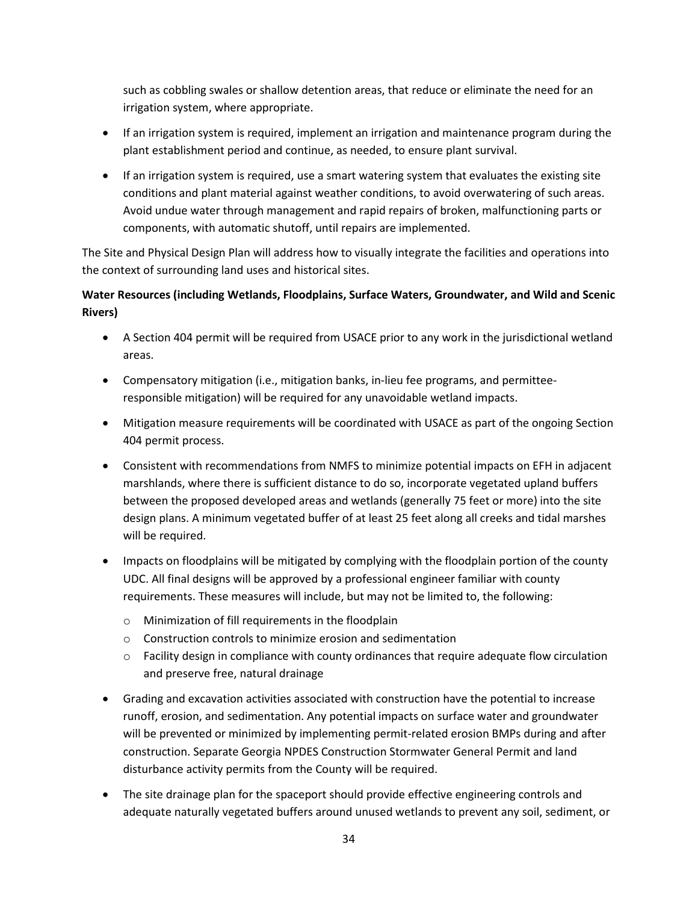such as cobbling swales or shallow detention areas, that reduce or eliminate the need for an irrigation system, where appropriate.

- If an irrigation system is required, implement an irrigation and maintenance program during the plant establishment period and continue, as needed, to ensure plant survival.
- If an irrigation system is required, use a smart watering system that evaluates the existing site conditions and plant material against weather conditions, to avoid overwatering of such areas. Avoid undue water through management and rapid repairs of broken, malfunctioning parts or components, with automatic shutoff, until repairs are implemented.

The Site and Physical Design Plan will address how to visually integrate the facilities and operations into the context of surrounding land uses and historical sites.

**Water Resources (including Wetlands, Floodplains, Surface Waters, Groundwater, and Wild and Scenic Rivers)**

- A Section 404 permit will be required from USACE prior to any work in the jurisdictional wetland areas.
- Compensatory mitigation (i.e., mitigation banks, in-lieu fee programs, and permittee-responsible mitigation) will be required for any unavoidable wetland impacts.
- Mitigation measure requirements will be coordinated with USACE as part of the ongoing Section 404 permit process.
- Consistent with recommendations from NMFS to minimize potential impacts on EFH in adjacent marshlands, where there is sufficient distance to do so, incorporate vegetated upland buffers between the proposed developed areas and wetlands (generally 75 feet or more) into the site design plans. A minimum vegetated buffer of at least 25 feet along all creeks and tidal marshes will be required.
- Impacts on floodplains will be mitigated by complying with the floodplain portion of the county UDC. All final designs will be approved by a professional engineer familiar with county requirements. These measures will include, but may not be limited to, the following:
    - Minimization of fill requirements in the floodplain
    - Construction controls to minimize erosion and sedimentation
    - Facility design in compliance with county ordinances that require adequate flow circulation and preserve free, natural drainage
- Grading and excavation activities associated with construction have the potential to increase runoff, erosion, and sedimentation. Any potential impacts on surface water and groundwater will be prevented or minimized by implementing permit-related erosion BMPs during and after construction. Separate Georgia NPDES Construction Stormwater General Permit and land disturbance activity permits from the County will be required.
- The site drainage plan for the spaceport should provide effective engineering controls and adequate naturally vegetated buffers around unused wetlands to prevent any soil, sediment, or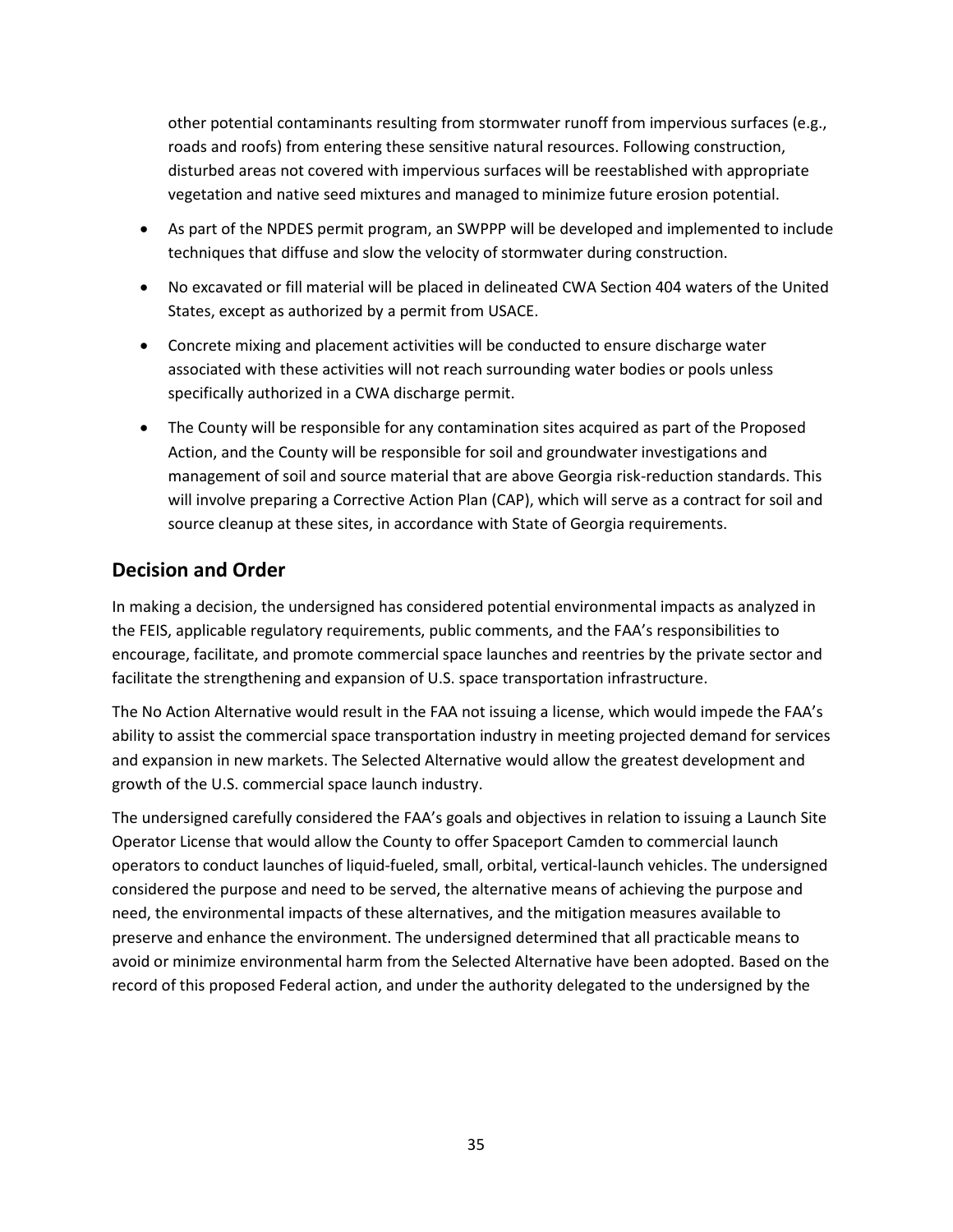other potential contaminants resulting from stormwater runoff from impervious surfaces (e.g., roads and roofs) from entering these sensitive natural resources. Following construction, disturbed areas not covered with impervious surfaces will be reestablished with appropriate vegetation and native seed mixtures and managed to minimize future erosion potential.

- As part of the NPDES permit program, an SWPPP will be developed and implemented to include techniques that diffuse and slow the velocity of stormwater during construction.
- No excavated or fill material will be placed in delineated CWA Section 404 waters of the United States, except as authorized by a permit from USACE.
- Concrete mixing and placement activities will be conducted to ensure discharge water associated with these activities will not reach surrounding water bodies or pools unless specifically authorized in a CWA discharge permit.
- The County will be responsible for any contamination sites acquired as part of the Proposed Action, and the County will be responsible for soil and groundwater investigations and management of soil and source material that are above Georgia risk-reduction standards. This will involve preparing a Corrective Action Plan (CAP), which will serve as a contract for soil and source cleanup at these sites, in accordance with State of Georgia requirements.

## Decision and Order

In making a decision, the undersigned has considered potential environmental impacts as analyzed in the FEIS, applicable regulatory requirements, public comments, and the FAA's responsibilities to encourage, facilitate, and promote commercial space launches and reentries by the private sector and facilitate the strengthening and expansion of U.S. space transportation infrastructure.

The No Action Alternative would result in the FAA not issuing a license, which would impede the FAA's ability to assist the commercial space transportation industry in meeting projected demand for services and expansion in new markets. The Selected Alternative would allow the greatest development and growth of the U.S. commercial space launch industry.

The undersigned carefully considered the FAA's goals and objectives in relation to issuing a Launch Site Operator License that would allow the County to offer Spaceport Camden to commercial launch operators to conduct launches of liquid-fueled, small, orbital, vertical-launch vehicles. The undersigned considered the purpose and need to be served, the alternative means of achieving the purpose and need, the environmental impacts of these alternatives, and the mitigation measures available to preserve and enhance the environment. The undersigned determined that all practicable means to avoid or minimize environmental harm from the Selected Alternative have been adopted. Based on the record of this proposed Federal action, and under the authority delegated to the undersigned by the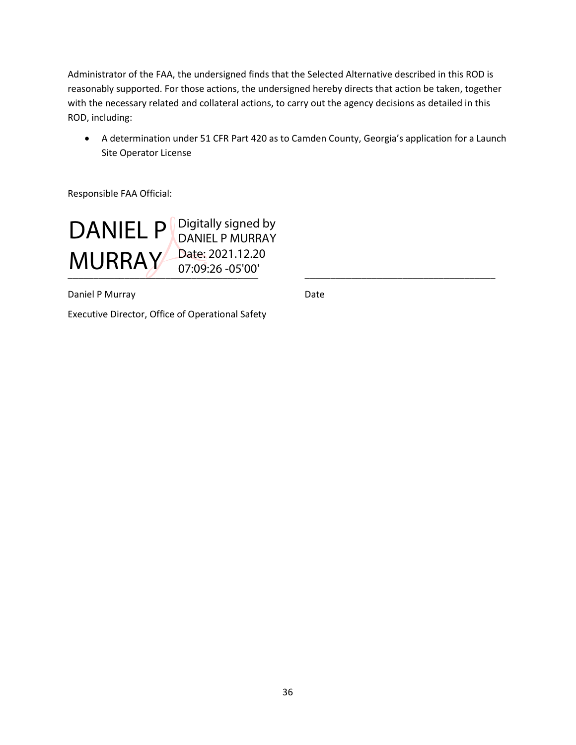Administrator of the FAA, the undersigned finds that the Selected Alternative described in this ROD is reasonably supported. For those actions, the undersigned hereby directs that action be taken, together with the necessary related and collateral actions, to carry out the agency decisions as detailed in this ROD, including:

- A determination under 51 CFR Part 420 as to Camden County, Georgia's application for a Launch Site Operator License

Responsible FAA Official:

DANIEL P MURRAY Digitally signed by DANIEL P MURRAY Date: 2021.12.20 07:09:26 -05'00'

\_\_\_\_\_\_\_\_\_\_\_\_\_\_\_\_\_\_\_\_\_\_\_\_\_\_\_\_\_\_\_\_\_\_\_\_\_\_ \_\_\_\_\_\_\_\_\_\_\_\_\_\_\_\_\_\_\_\_\_\_\_\_\_\_\_\_\_\_\_\_\_\_\_\_\_\_

Daniel P Murray Date

Executive Director, Office of Operational Safety